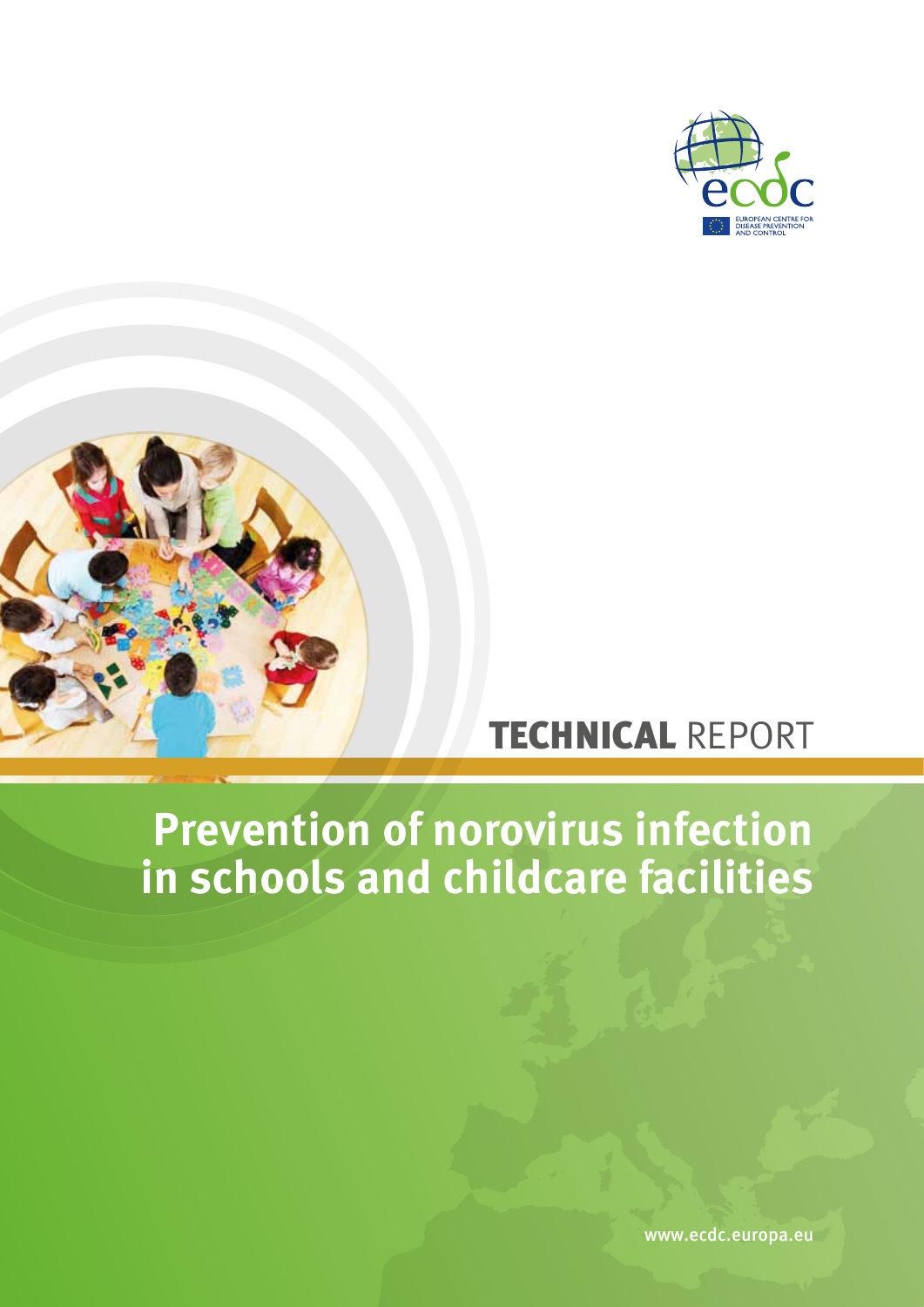EUROPEAN CENTRE FOR DISEASE PREVENTION AND CONTROL

**TECHNICAL** REPORT

# Prevention of norovirus infection in schools and childcare facilities

www.ecdc.europa.eu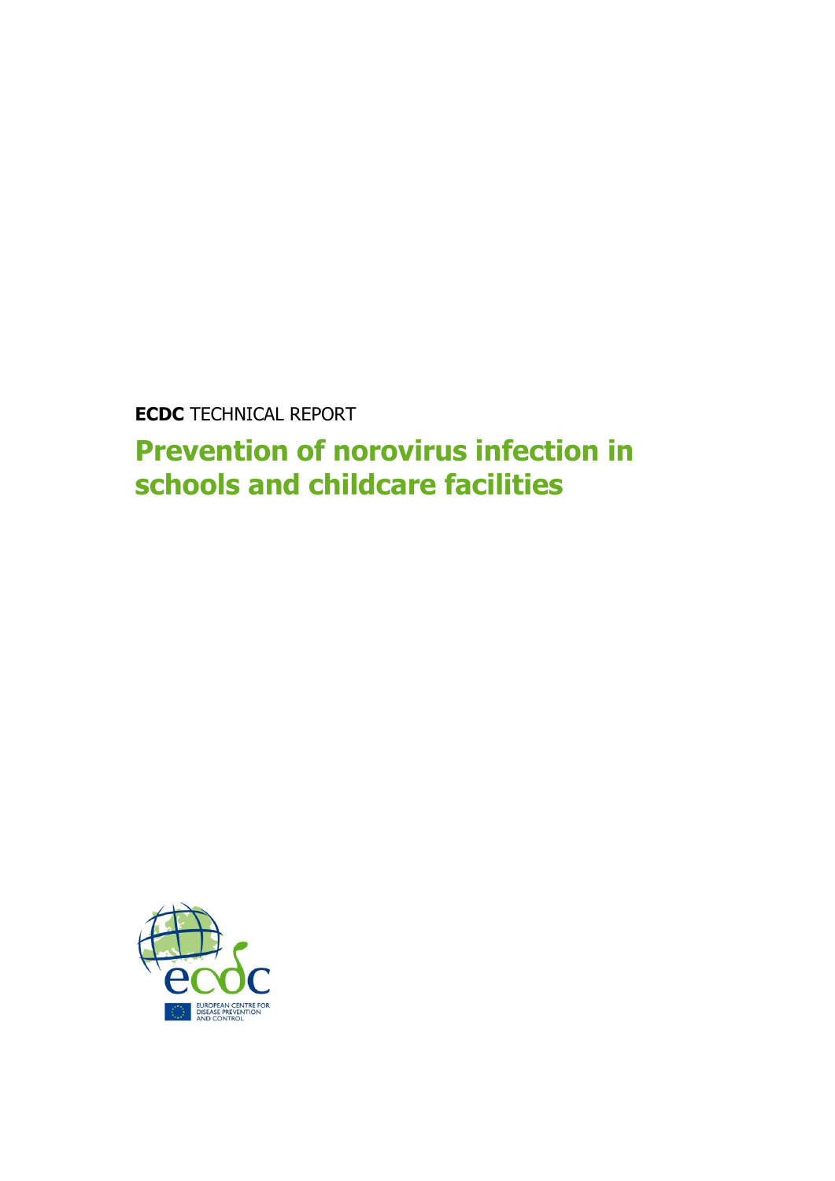**ECDC** TECHNICAL REPORT

# Prevention of norovirus infection in schools and childcare facilities

EUROPEAN CENTRE FOR DISEASE PREVENTION AND CONTROL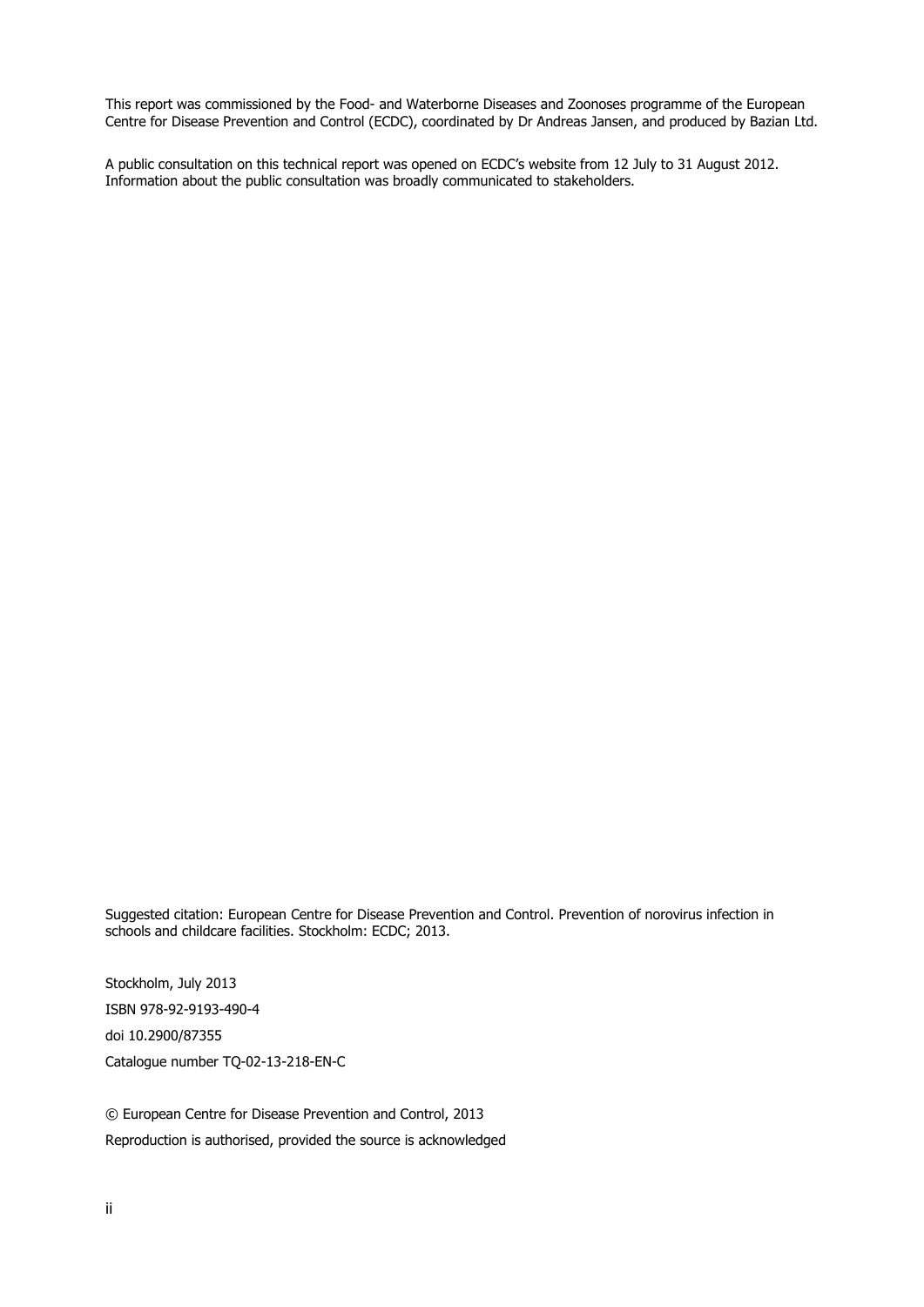This report was commissioned by the Food- and Waterborne Diseases and Zoonoses programme of the European Centre for Disease Prevention and Control (ECDC), coordinated by Dr Andreas Jansen, and produced by Bazian Ltd.

A public consultation on this technical report was opened on ECDC's website from 12 July to 31 August 2012. Information about the public consultation was broadly communicated to stakeholders.

Suggested citation: European Centre for Disease Prevention and Control. Prevention of norovirus infection in schools and childcare facilities. Stockholm: ECDC; 2013.

Stockholm, July 2013

ISBN 978-92-9193-490-4

doi 10.2900/87355

Catalogue number TQ-02-13-218-EN-C

© European Centre for Disease Prevention and Control, 2013

Reproduction is authorised, provided the source is acknowledged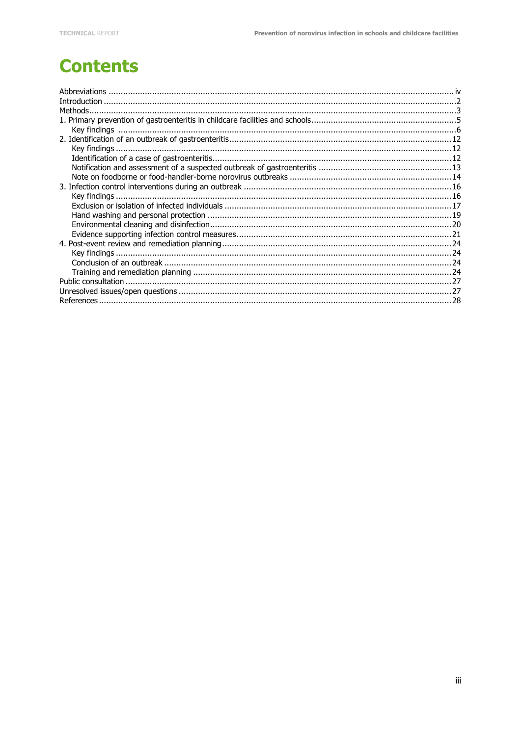# Contents

Abbreviations ..... iv
Introduction ..... 2
Methods ..... 3
1. Primary prevention of gastroenteritis in childcare facilities and schools ..... 5
    Key findings ..... 6
2. Identification of an outbreak of gastroenteritis ..... 12
    Key findings ..... 12
    Identification of a case of gastroenteritis ..... 12
    Notification and assessment of a suspected outbreak of gastroenteritis ..... 13
    Note on foodborne or food-handler-borne norovirus outbreaks ..... 14
3. Infection control interventions during an outbreak ..... 16
    Key findings ..... 16
    Exclusion or isolation of infected individuals ..... 17
    Hand washing and personal protection ..... 19
    Environmental cleaning and disinfection ..... 20
    Evidence supporting infection control measures ..... 21
4. Post-event review and remediation planning ..... 24
    Key findings ..... 24
    Conclusion of an outbreak ..... 24
    Training and remediation planning ..... 24
Public consultation ..... 27
Unresolved issues/open questions ..... 27
References ..... 28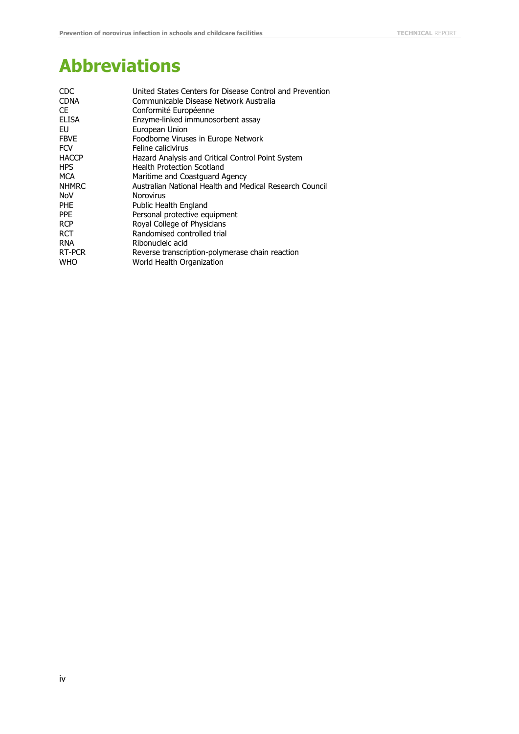# Abbreviations

| | |
|---|---|
| CDC | United States Centers for Disease Control and Prevention |
| CDNA | Communicable Disease Network Australia |
| CE | Conformité Européenne |
| ELISA | Enzyme-linked immunosorbent assay |
| EU | European Union |
| FBVE | Foodborne Viruses in Europe Network |
| FCV | Feline calicivirus |
| HACCP | Hazard Analysis and Critical Control Point System |
| HPS | Health Protection Scotland |
| MCA | Maritime and Coastguard Agency |
| NHMRC | Australian National Health and Medical Research Council |
| NoV | Norovirus |
| PHE | Public Health England |
| PPE | Personal protective equipment |
| RCP | Royal College of Physicians |
| RCT | Randomised controlled trial |
| RNA | Ribonucleic acid |
| RT-PCR | Reverse transcription-polymerase chain reaction |
| WHO | World Health Organization |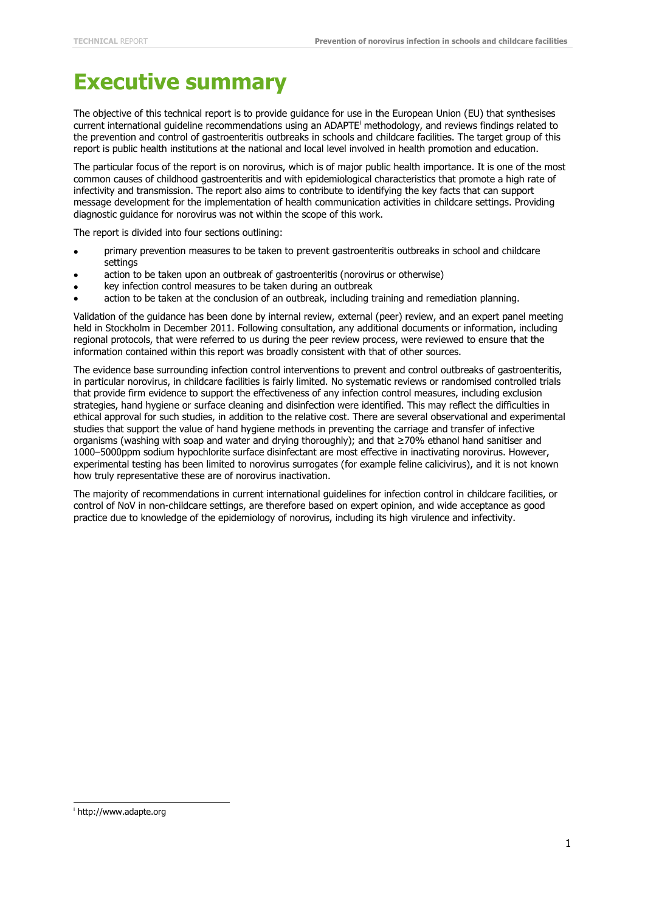# Executive summary

The objective of this technical report is to provide guidance for use in the European Union (EU) that synthesises current international guideline recommendations using an ADAPTE[i] methodology, and reviews findings related to the prevention and control of gastroenteritis outbreaks in schools and childcare facilities. The target group of this report is public health institutions at the national and local level involved in health promotion and education.

The particular focus of the report is on norovirus, which is of major public health importance. It is one of the most common causes of childhood gastroenteritis and with epidemiological characteristics that promote a high rate of infectivity and transmission. The report also aims to contribute to identifying the key facts that can support message development for the implementation of health communication activities in childcare settings. Providing diagnostic guidance for norovirus was not within the scope of this work.

The report is divided into four sections outlining:

- primary prevention measures to be taken to prevent gastroenteritis outbreaks in school and childcare settings
- action to be taken upon an outbreak of gastroenteritis (norovirus or otherwise)
- key infection control measures to be taken during an outbreak
- action to be taken at the conclusion of an outbreak, including training and remediation planning.

Validation of the guidance has been done by internal review, external (peer) review, and an expert panel meeting held in Stockholm in December 2011. Following consultation, any additional documents or information, including regional protocols, that were referred to us during the peer review process, were reviewed to ensure that the information contained within this report was broadly consistent with that of other sources.

The evidence base surrounding infection control interventions to prevent and control outbreaks of gastroenteritis, in particular norovirus, in childcare facilities is fairly limited. No systematic reviews or randomised controlled trials that provide firm evidence to support the effectiveness of any infection control measures, including exclusion strategies, hand hygiene or surface cleaning and disinfection were identified. This may reflect the difficulties in ethical approval for such studies, in addition to the relative cost. There are several observational and experimental studies that support the value of hand hygiene methods in preventing the carriage and transfer of infective organisms (washing with soap and water and drying thoroughly); and that ≥70% ethanol hand sanitiser and 1000–5000ppm sodium hypochlorite surface disinfectant are most effective in inactivating norovirus. However, experimental testing has been limited to norovirus surrogates (for example feline calicivirus), and it is not known how truly representative these are of norovirus inactivation.

The majority of recommendations in current international guidelines for infection control in childcare facilities, or control of NoV in non-childcare settings, are therefore based on expert opinion, and wide acceptance as good practice due to knowledge of the epidemiology of norovirus, including its high virulence and infectivity.

[i] http://www.adapte.org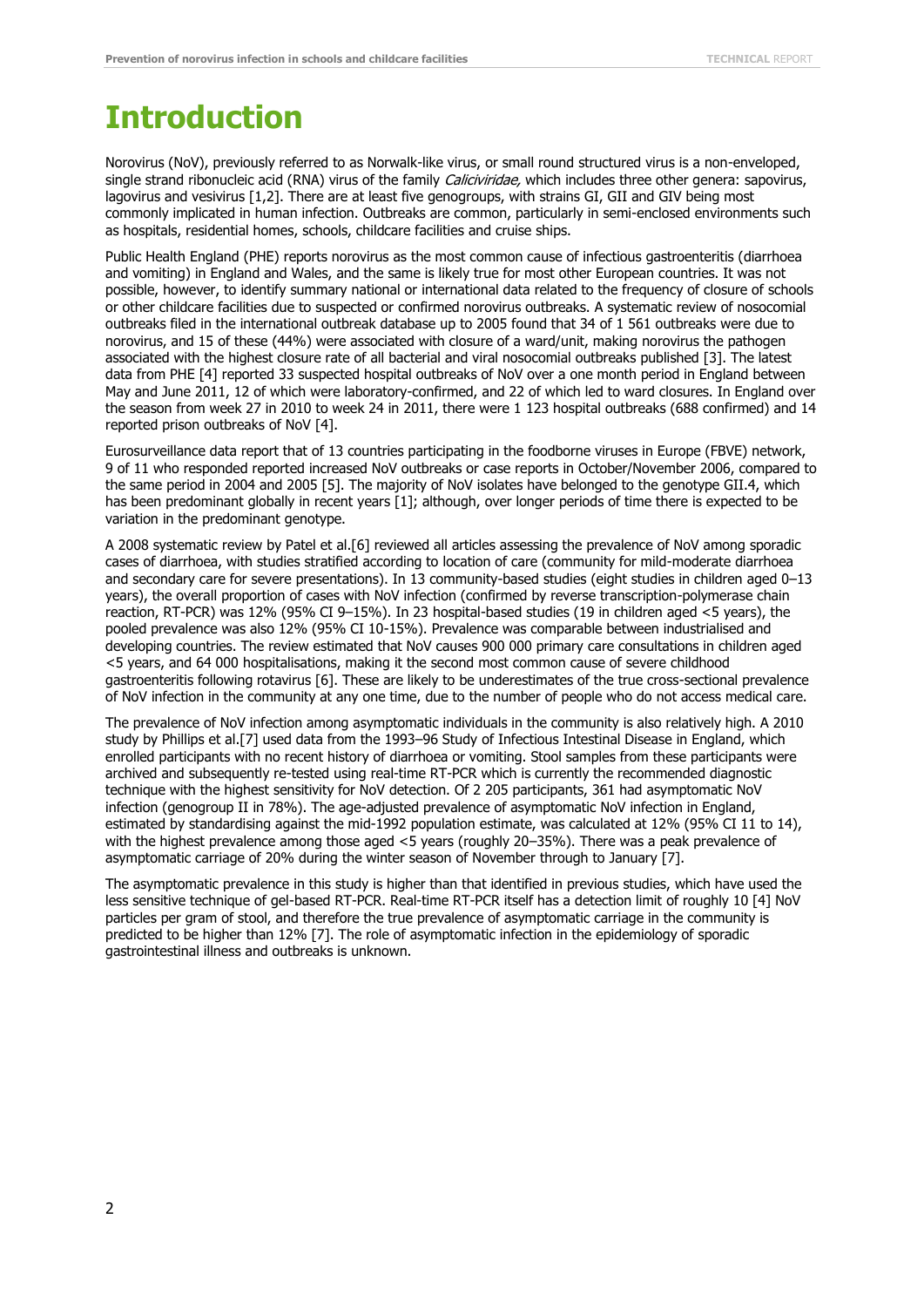# Introduction

Norovirus (NoV), previously referred to as Norwalk-like virus, or small round structured virus is a non-enveloped, single strand ribonucleic acid (RNA) virus of the family *Caliciviridae,* which includes three other genera: sapovirus, lagovirus and vesivirus [1,2]. There are at least five genogroups, with strains GI, GII and GIV being most commonly implicated in human infection. Outbreaks are common, particularly in semi-enclosed environments such as hospitals, residential homes, schools, childcare facilities and cruise ships.

Public Health England (PHE) reports norovirus as the most common cause of infectious gastroenteritis (diarrhoea and vomiting) in England and Wales, and the same is likely true for most other European countries. It was not possible, however, to identify summary national or international data related to the frequency of closure of schools or other childcare facilities due to suspected or confirmed norovirus outbreaks. A systematic review of nosocomial outbreaks filed in the international outbreak database up to 2005 found that 34 of 1 561 outbreaks were due to norovirus, and 15 of these (44%) were associated with closure of a ward/unit, making norovirus the pathogen associated with the highest closure rate of all bacterial and viral nosocomial outbreaks published [3]. The latest data from PHE [4] reported 33 suspected hospital outbreaks of NoV over a one month period in England between May and June 2011, 12 of which were laboratory-confirmed, and 22 of which led to ward closures. In England over the season from week 27 in 2010 to week 24 in 2011, there were 1 123 hospital outbreaks (688 confirmed) and 14 reported prison outbreaks of NoV [4].

Eurosurveillance data report that of 13 countries participating in the foodborne viruses in Europe (FBVE) network, 9 of 11 who responded reported increased NoV outbreaks or case reports in October/November 2006, compared to the same period in 2004 and 2005 [5]. The majority of NoV isolates have belonged to the genotype GII.4, which has been predominant globally in recent years [1]; although, over longer periods of time there is expected to be variation in the predominant genotype.

A 2008 systematic review by Patel et al.[6] reviewed all articles assessing the prevalence of NoV among sporadic cases of diarrhoea, with studies stratified according to location of care (community for mild-moderate diarrhoea and secondary care for severe presentations). In 13 community-based studies (eight studies in children aged 0–13 years), the overall proportion of cases with NoV infection (confirmed by reverse transcription-polymerase chain reaction, RT-PCR) was 12% (95% CI 9–15%). In 23 hospital-based studies (19 in children aged <5 years), the pooled prevalence was also 12% (95% CI 10-15%). Prevalence was comparable between industrialised and developing countries. The review estimated that NoV causes 900 000 primary care consultations in children aged <5 years, and 64 000 hospitalisations, making it the second most common cause of severe childhood gastroenteritis following rotavirus [6]. These are likely to be underestimates of the true cross-sectional prevalence of NoV infection in the community at any one time, due to the number of people who do not access medical care.

The prevalence of NoV infection among asymptomatic individuals in the community is also relatively high. A 2010 study by Phillips et al.[7] used data from the 1993–96 Study of Infectious Intestinal Disease in England, which enrolled participants with no recent history of diarrhoea or vomiting. Stool samples from these participants were archived and subsequently re-tested using real-time RT-PCR which is currently the recommended diagnostic technique with the highest sensitivity for NoV detection. Of 2 205 participants, 361 had asymptomatic NoV infection (genogroup II in 78%). The age-adjusted prevalence of asymptomatic NoV infection in England, estimated by standardising against the mid-1992 population estimate, was calculated at 12% (95% CI 11 to 14), with the highest prevalence among those aged <5 years (roughly 20–35%). There was a peak prevalence of asymptomatic carriage of 20% during the winter season of November through to January [7].

The asymptomatic prevalence in this study is higher than that identified in previous studies, which have used the less sensitive technique of gel-based RT-PCR. Real-time RT-PCR itself has a detection limit of roughly 10 [4] NoV particles per gram of stool, and therefore the true prevalence of asymptomatic carriage in the community is predicted to be higher than 12% [7]. The role of asymptomatic infection in the epidemiology of sporadic gastrointestinal illness and outbreaks is unknown.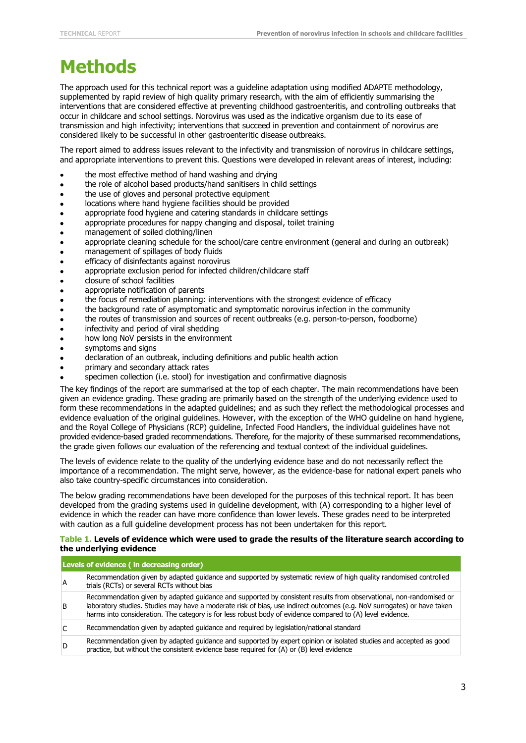# Methods

The approach used for this technical report was a guideline adaptation using modified ADAPTE methodology, supplemented by rapid review of high quality primary research, with the aim of efficiently summarising the interventions that are considered effective at preventing childhood gastroenteritis, and controlling outbreaks that occur in childcare and school settings. Norovirus was used as the indicative organism due to its ease of transmission and high infectivity; interventions that succeed in prevention and containment of norovirus are considered likely to be successful in other gastroenteritic disease outbreaks.

The report aimed to address issues relevant to the infectivity and transmission of norovirus in childcare settings, and appropriate interventions to prevent this. Questions were developed in relevant areas of interest, including:

- the most effective method of hand washing and drying
- the role of alcohol based products/hand sanitisers in child settings
- the use of gloves and personal protective equipment
- locations where hand hygiene facilities should be provided
- appropriate food hygiene and catering standards in childcare settings
- appropriate procedures for nappy changing and disposal, toilet training
- management of soiled clothing/linen
- appropriate cleaning schedule for the school/care centre environment (general and during an outbreak)
- management of spillages of body fluids
- efficacy of disinfectants against norovirus
- appropriate exclusion period for infected children/childcare staff
- closure of school facilities
- appropriate notification of parents
- the focus of remediation planning: interventions with the strongest evidence of efficacy
- the background rate of asymptomatic and symptomatic norovirus infection in the community
- the routes of transmission and sources of recent outbreaks (e.g. person-to-person, foodborne)
- infectivity and period of viral shedding
- how long NoV persists in the environment
- symptoms and signs
- declaration of an outbreak, including definitions and public health action
- primary and secondary attack rates
- specimen collection (i.e. stool) for investigation and confirmative diagnosis

The key findings of the report are summarised at the top of each chapter. The main recommendations have been given an evidence grading. These grading are primarily based on the strength of the underlying evidence used to form these recommendations in the adapted guidelines; and as such they reflect the methodological processes and evidence evaluation of the original guidelines. However, with the exception of the WHO guideline on hand hygiene, and the Royal College of Physicians (RCP) guideline, Infected Food Handlers, the individual guidelines have not provided evidence-based graded recommendations. Therefore, for the majority of these summarised recommendations, the grade given follows our evaluation of the referencing and textual context of the individual guidelines.

The levels of evidence relate to the quality of the underlying evidence base and do not necessarily reflect the importance of a recommendation. The might serve, however, as the evidence-base for national expert panels who also take country-specific circumstances into consideration.

The below grading recommendations have been developed for the purposes of this technical report. It has been developed from the grading systems used in guideline development, with (A) corresponding to a higher level of evidence in which the reader can have more confidence than lower levels. These grades need to be interpreted with caution as a full guideline development process has not been undertaken for this report.

**Table 1. Levels of evidence which were used to grade the results of the literature search according to the underlying evidence**

| Levels of evidence ( in decreasing order) | |
|---|---|
| A | Recommendation given by adapted guidance and supported by systematic review of high quality randomised controlled trials (RCTs) or several RCTs without bias |
| B | Recommendation given by adapted guidance and supported by consistent results from observational, non-randomised or laboratory studies. Studies may have a moderate risk of bias, use indirect outcomes (e.g. NoV surrogates) or have taken harms into consideration. The category is for less robust body of evidence compared to (A) level evidence. |
| C | Recommendation given by adapted guidance and required by legislation/national standard |
| D | Recommendation given by adapted guidance and supported by expert opinion or isolated studies and accepted as good practice, but without the consistent evidence base required for (A) or (B) level evidence |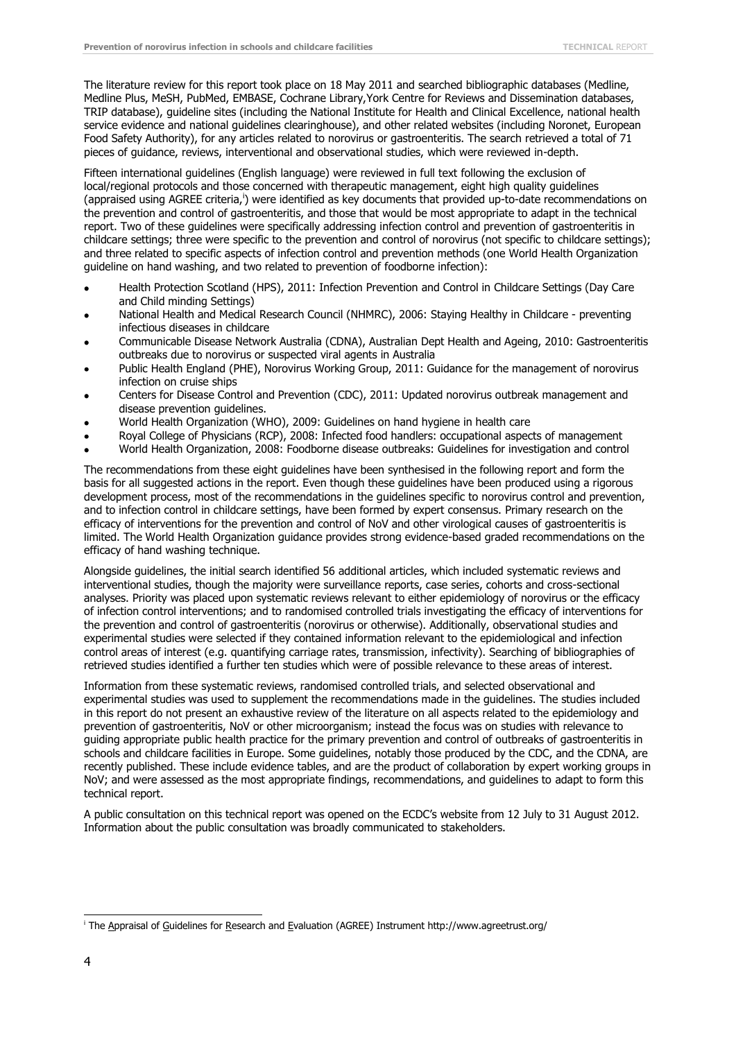The literature review for this report took place on 18 May 2011 and searched bibliographic databases (Medline, Medline Plus, MeSH, PubMed, EMBASE, Cochrane Library,York Centre for Reviews and Dissemination databases, TRIP database), guideline sites (including the National Institute for Health and Clinical Excellence, national health service evidence and national guidelines clearinghouse), and other related websites (including Noronet, European Food Safety Authority), for any articles related to norovirus or gastroenteritis. The search retrieved a total of 71 pieces of guidance, reviews, interventional and observational studies, which were reviewed in-depth.

Fifteen international guidelines (English language) were reviewed in full text following the exclusion of local/regional protocols and those concerned with therapeutic management, eight high quality guidelines (appraised using AGREE criteria,[i]) were identified as key documents that provided up-to-date recommendations on the prevention and control of gastroenteritis, and those that would be most appropriate to adapt in the technical report. Two of these guidelines were specifically addressing infection control and prevention of gastroenteritis in childcare settings; three were specific to the prevention and control of norovirus (not specific to childcare settings); and three related to specific aspects of infection control and prevention methods (one World Health Organization guideline on hand washing, and two related to prevention of foodborne infection):

- Health Protection Scotland (HPS), 2011: Infection Prevention and Control in Childcare Settings (Day Care and Child minding Settings)
- National Health and Medical Research Council (NHMRC), 2006: Staying Healthy in Childcare - preventing infectious diseases in childcare
- Communicable Disease Network Australia (CDNA), Australian Dept Health and Ageing, 2010: Gastroenteritis outbreaks due to norovirus or suspected viral agents in Australia
- Public Health England (PHE), Norovirus Working Group, 2011: Guidance for the management of norovirus infection on cruise ships
- Centers for Disease Control and Prevention (CDC), 2011: Updated norovirus outbreak management and disease prevention guidelines.
- World Health Organization (WHO), 2009: Guidelines on hand hygiene in health care
- Royal College of Physicians (RCP), 2008: Infected food handlers: occupational aspects of management
- World Health Organization, 2008: Foodborne disease outbreaks: Guidelines for investigation and control

The recommendations from these eight guidelines have been synthesised in the following report and form the basis for all suggested actions in the report. Even though these guidelines have been produced using a rigorous development process, most of the recommendations in the guidelines specific to norovirus control and prevention, and to infection control in childcare settings, have been formed by expert consensus. Primary research on the efficacy of interventions for the prevention and control of NoV and other virological causes of gastroenteritis is limited. The World Health Organization guidance provides strong evidence-based graded recommendations on the efficacy of hand washing technique.

Alongside guidelines, the initial search identified 56 additional articles, which included systematic reviews and interventional studies, though the majority were surveillance reports, case series, cohorts and cross-sectional analyses. Priority was placed upon systematic reviews relevant to either epidemiology of norovirus or the efficacy of infection control interventions; and to randomised controlled trials investigating the efficacy of interventions for the prevention and control of gastroenteritis (norovirus or otherwise). Additionally, observational studies and experimental studies were selected if they contained information relevant to the epidemiological and infection control areas of interest (e.g. quantifying carriage rates, transmission, infectivity). Searching of bibliographies of retrieved studies identified a further ten studies which were of possible relevance to these areas of interest.

Information from these systematic reviews, randomised controlled trials, and selected observational and experimental studies was used to supplement the recommendations made in the guidelines. The studies included in this report do not present an exhaustive review of the literature on all aspects related to the epidemiology and prevention of gastroenteritis, NoV or other microorganism; instead the focus was on studies with relevance to guiding appropriate public health practice for the primary prevention and control of outbreaks of gastroenteritis in schools and childcare facilities in Europe. Some guidelines, notably those produced by the CDC, and the CDNA, are recently published. These include evidence tables, and are the product of collaboration by expert working groups in NoV; and were assessed as the most appropriate findings, recommendations, and guidelines to adapt to form this technical report.

A public consultation on this technical report was opened on the ECDC's website from 12 July to 31 August 2012. Information about the public consultation was broadly communicated to stakeholders.

---

[i] The Appraisal of Guidelines for Research and Evaluation (AGREE) Instrument http://www.agreetrust.org/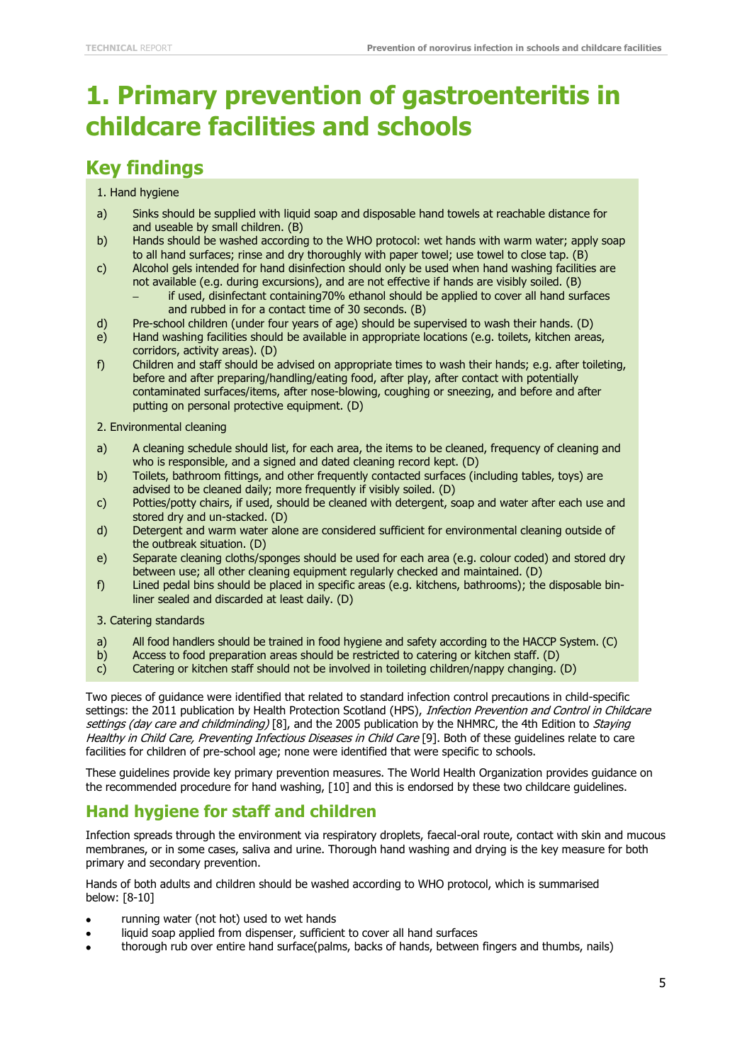# 1. Primary prevention of gastroenteritis in childcare facilities and schools

## Key findings

1. Hand hygiene

a) Sinks should be supplied with liquid soap and disposable hand towels at reachable distance for and useable by small children. (B)

b) Hands should be washed according to the WHO protocol: wet hands with warm water; apply soap to all hand surfaces; rinse and dry thoroughly with paper towel; use towel to close tap. (B)

c) Alcohol gels intended for hand disinfection should only be used when hand washing facilities are not available (e.g. during excursions), and are not effective if hands are visibly soiled. (B)
   – if used, disinfectant containing70% ethanol should be applied to cover all hand surfaces and rubbed in for a contact time of 30 seconds. (B)

d) Pre-school children (under four years of age) should be supervised to wash their hands. (D)

e) Hand washing facilities should be available in appropriate locations (e.g. toilets, kitchen areas, corridors, activity areas). (D)

f) Children and staff should be advised on appropriate times to wash their hands; e.g. after toileting, before and after preparing/handling/eating food, after play, after contact with potentially contaminated surfaces/items, after nose-blowing, coughing or sneezing, and before and after putting on personal protective equipment. (D)

2. Environmental cleaning

a) A cleaning schedule should list, for each area, the items to be cleaned, frequency of cleaning and who is responsible, and a signed and dated cleaning record kept. (D)

b) Toilets, bathroom fittings, and other frequently contacted surfaces (including tables, toys) are advised to be cleaned daily; more frequently if visibly soiled. (D)

c) Potties/potty chairs, if used, should be cleaned with detergent, soap and water after each use and stored dry and un-stacked. (D)

d) Detergent and warm water alone are considered sufficient for environmental cleaning outside of the outbreak situation. (D)

e) Separate cleaning cloths/sponges should be used for each area (e.g. colour coded) and stored dry between use; all other cleaning equipment regularly checked and maintained. (D)

f) Lined pedal bins should be placed in specific areas (e.g. kitchens, bathrooms); the disposable bin-liner sealed and discarded at least daily. (D)

3. Catering standards

a) All food handlers should be trained in food hygiene and safety according to the HACCP System. (C)

b) Access to food preparation areas should be restricted to catering or kitchen staff. (D)

c) Catering or kitchen staff should not be involved in toileting children/nappy changing. (D)

Two pieces of guidance were identified that related to standard infection control precautions in child-specific settings: the 2011 publication by Health Protection Scotland (HPS), *Infection Prevention and Control in Childcare settings (day care and childminding)* [8], and the 2005 publication by the NHMRC, the 4th Edition to *Staying Healthy in Child Care, Preventing Infectious Diseases in Child Care* [9]. Both of these guidelines relate to care facilities for children of pre-school age; none were identified that were specific to schools.

These guidelines provide key primary prevention measures. The World Health Organization provides guidance on the recommended procedure for hand washing, [10] and this is endorsed by these two childcare guidelines.

## Hand hygiene for staff and children

Infection spreads through the environment via respiratory droplets, faecal-oral route, contact with skin and mucous membranes, or in some cases, saliva and urine. Thorough hand washing and drying is the key measure for both primary and secondary prevention.

Hands of both adults and children should be washed according to WHO protocol, which is summarised below: [8-10]

- running water (not hot) used to wet hands
- liquid soap applied from dispenser, sufficient to cover all hand surfaces
- thorough rub over entire hand surface(palms, backs of hands, between fingers and thumbs, nails)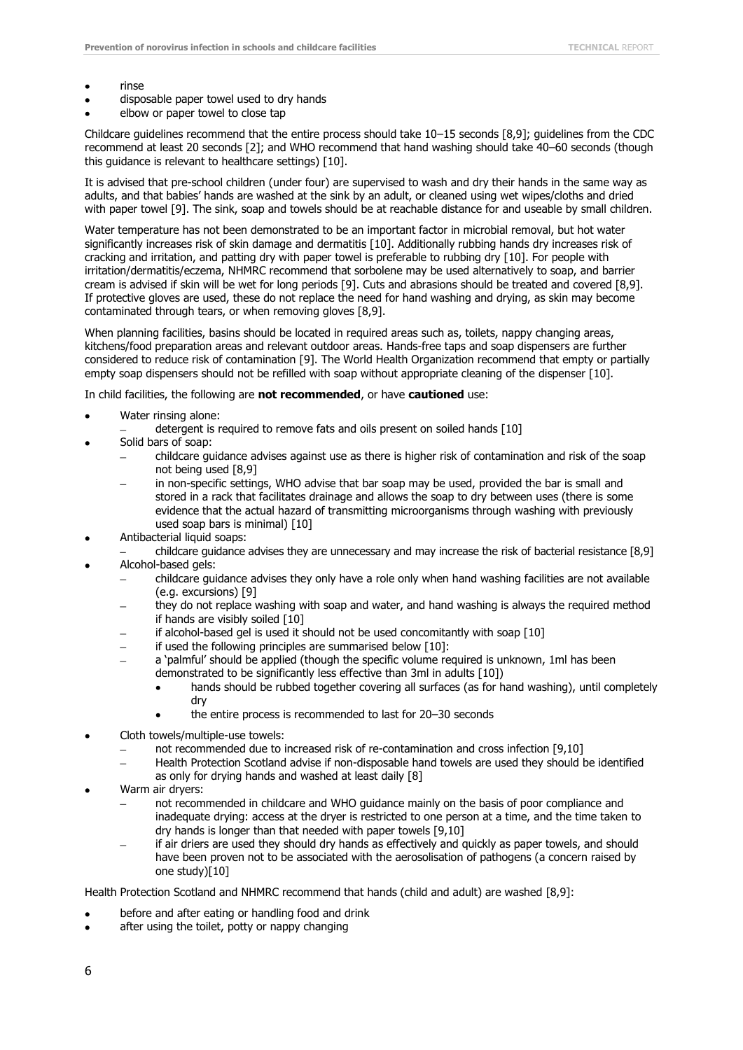- rinse
- disposable paper towel used to dry hands
- elbow or paper towel to close tap

Childcare guidelines recommend that the entire process should take 10–15 seconds [8,9]; guidelines from the CDC recommend at least 20 seconds [2]; and WHO recommend that hand washing should take 40–60 seconds (though this guidance is relevant to healthcare settings) [10].

It is advised that pre-school children (under four) are supervised to wash and dry their hands in the same way as adults, and that babies' hands are washed at the sink by an adult, or cleaned using wet wipes/cloths and dried with paper towel [9]. The sink, soap and towels should be at reachable distance for and useable by small children.

Water temperature has not been demonstrated to be an important factor in microbial removal, but hot water significantly increases risk of skin damage and dermatitis [10]. Additionally rubbing hands dry increases risk of cracking and irritation, and patting dry with paper towel is preferable to rubbing dry [10]. For people with irritation/dermatitis/eczema, NHMRC recommend that sorbolene may be used alternatively to soap, and barrier cream is advised if skin will be wet for long periods [9]. Cuts and abrasions should be treated and covered [8,9]. If protective gloves are used, these do not replace the need for hand washing and drying, as skin may become contaminated through tears, or when removing gloves [8,9].

When planning facilities, basins should be located in required areas such as, toilets, nappy changing areas, kitchens/food preparation areas and relevant outdoor areas. Hands-free taps and soap dispensers are further considered to reduce risk of contamination [9]. The World Health Organization recommend that empty or partially empty soap dispensers should not be refilled with soap without appropriate cleaning of the dispenser [10].

In child facilities, the following are **not recommended**, or have **cautioned** use:

- Water rinsing alone:
  - detergent is required to remove fats and oils present on soiled hands [10]
- Solid bars of soap:
  - childcare guidance advises against use as there is higher risk of contamination and risk of the soap not being used [8,9]
  - in non-specific settings, WHO advise that bar soap may be used, provided the bar is small and stored in a rack that facilitates drainage and allows the soap to dry between uses (there is some evidence that the actual hazard of transmitting microorganisms through washing with previously used soap bars is minimal) [10]
- Antibacterial liquid soaps:
  - childcare guidance advises they are unnecessary and may increase the risk of bacterial resistance [8,9]
- Alcohol-based gels:
  - childcare guidance advises they only have a role only when hand washing facilities are not available (e.g. excursions) [9]
  - they do not replace washing with soap and water, and hand washing is always the required method if hands are visibly soiled [10]
  - if alcohol-based gel is used it should not be used concomitantly with soap [10]
  - if used the following principles are summarised below [10]:
  - a 'palmful' should be applied (though the specific volume required is unknown, 1ml has been demonstrated to be significantly less effective than 3ml in adults [10])
    - hands should be rubbed together covering all surfaces (as for hand washing), until completely dry
    - the entire process is recommended to last for 20–30 seconds
- Cloth towels/multiple-use towels:
  - not recommended due to increased risk of re-contamination and cross infection [9,10]
  - Health Protection Scotland advise if non-disposable hand towels are used they should be identified as only for drying hands and washed at least daily [8]
- Warm air dryers:
  - not recommended in childcare and WHO guidance mainly on the basis of poor compliance and inadequate drying: access at the dryer is restricted to one person at a time, and the time taken to dry hands is longer than that needed with paper towels [9,10]
  - if air driers are used they should dry hands as effectively and quickly as paper towels, and should have been proven not to be associated with the aerosolisation of pathogens (a concern raised by one study)[10]

Health Protection Scotland and NHMRC recommend that hands (child and adult) are washed [8,9]:

- before and after eating or handling food and drink
- after using the toilet, potty or nappy changing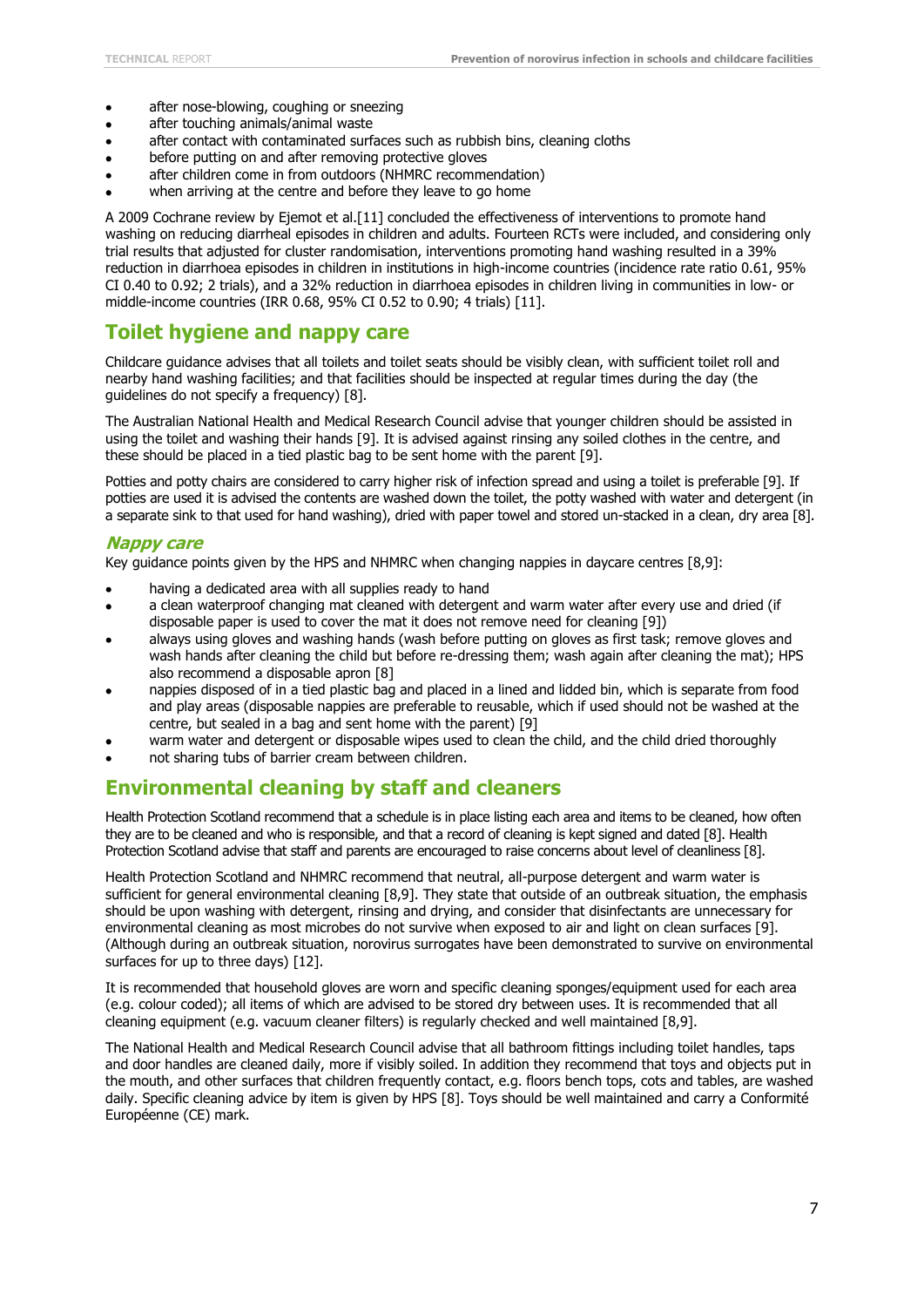- after nose-blowing, coughing or sneezing
- after touching animals/animal waste
- after contact with contaminated surfaces such as rubbish bins, cleaning cloths
- before putting on and after removing protective gloves
- after children come in from outdoors (NHMRC recommendation)
- when arriving at the centre and before they leave to go home

A 2009 Cochrane review by Ejemot et al.[11] concluded the effectiveness of interventions to promote hand washing on reducing diarrheal episodes in children and adults. Fourteen RCTs were included, and considering only trial results that adjusted for cluster randomisation, interventions promoting hand washing resulted in a 39% reduction in diarrhoea episodes in children in institutions in high-income countries (incidence rate ratio 0.61, 95% CI 0.40 to 0.92; 2 trials), and a 32% reduction in diarrhoea episodes in children living in communities in low- or middle-income countries (IRR 0.68, 95% CI 0.52 to 0.90; 4 trials) [11].

## Toilet hygiene and nappy care

Childcare guidance advises that all toilets and toilet seats should be visibly clean, with sufficient toilet roll and nearby hand washing facilities; and that facilities should be inspected at regular times during the day (the guidelines do not specify a frequency) [8].

The Australian National Health and Medical Research Council advise that younger children should be assisted in using the toilet and washing their hands [9]. It is advised against rinsing any soiled clothes in the centre, and these should be placed in a tied plastic bag to be sent home with the parent [9].

Potties and potty chairs are considered to carry higher risk of infection spread and using a toilet is preferable [9]. If potties are used it is advised the contents are washed down the toilet, the potty washed with water and detergent (in a separate sink to that used for hand washing), dried with paper towel and stored un-stacked in a clean, dry area [8].

### *Nappy care*

Key guidance points given by the HPS and NHMRC when changing nappies in daycare centres [8,9]:

- having a dedicated area with all supplies ready to hand
- a clean waterproof changing mat cleaned with detergent and warm water after every use and dried (if disposable paper is used to cover the mat it does not remove need for cleaning [9])
- always using gloves and washing hands (wash before putting on gloves as first task; remove gloves and wash hands after cleaning the child but before re-dressing them; wash again after cleaning the mat); HPS also recommend a disposable apron [8]
- nappies disposed of in a tied plastic bag and placed in a lined and lidded bin, which is separate from food and play areas (disposable nappies are preferable to reusable, which if used should not be washed at the centre, but sealed in a bag and sent home with the parent) [9]
- warm water and detergent or disposable wipes used to clean the child, and the child dried thoroughly
- not sharing tubs of barrier cream between children.

## Environmental cleaning by staff and cleaners

Health Protection Scotland recommend that a schedule is in place listing each area and items to be cleaned, how often they are to be cleaned and who is responsible, and that a record of cleaning is kept signed and dated [8]. Health Protection Scotland advise that staff and parents are encouraged to raise concerns about level of cleanliness [8].

Health Protection Scotland and NHMRC recommend that neutral, all-purpose detergent and warm water is sufficient for general environmental cleaning [8,9]. They state that outside of an outbreak situation, the emphasis should be upon washing with detergent, rinsing and drying, and consider that disinfectants are unnecessary for environmental cleaning as most microbes do not survive when exposed to air and light on clean surfaces [9]. (Although during an outbreak situation, norovirus surrogates have been demonstrated to survive on environmental surfaces for up to three days) [12].

It is recommended that household gloves are worn and specific cleaning sponges/equipment used for each area (e.g. colour coded); all items of which are advised to be stored dry between uses. It is recommended that all cleaning equipment (e.g. vacuum cleaner filters) is regularly checked and well maintained [8,9].

The National Health and Medical Research Council advise that all bathroom fittings including toilet handles, taps and door handles are cleaned daily, more if visibly soiled. In addition they recommend that toys and objects put in the mouth, and other surfaces that children frequently contact, e.g. floors bench tops, cots and tables, are washed daily. Specific cleaning advice by item is given by HPS [8]. Toys should be well maintained and carry a Conformité Européenne (CE) mark.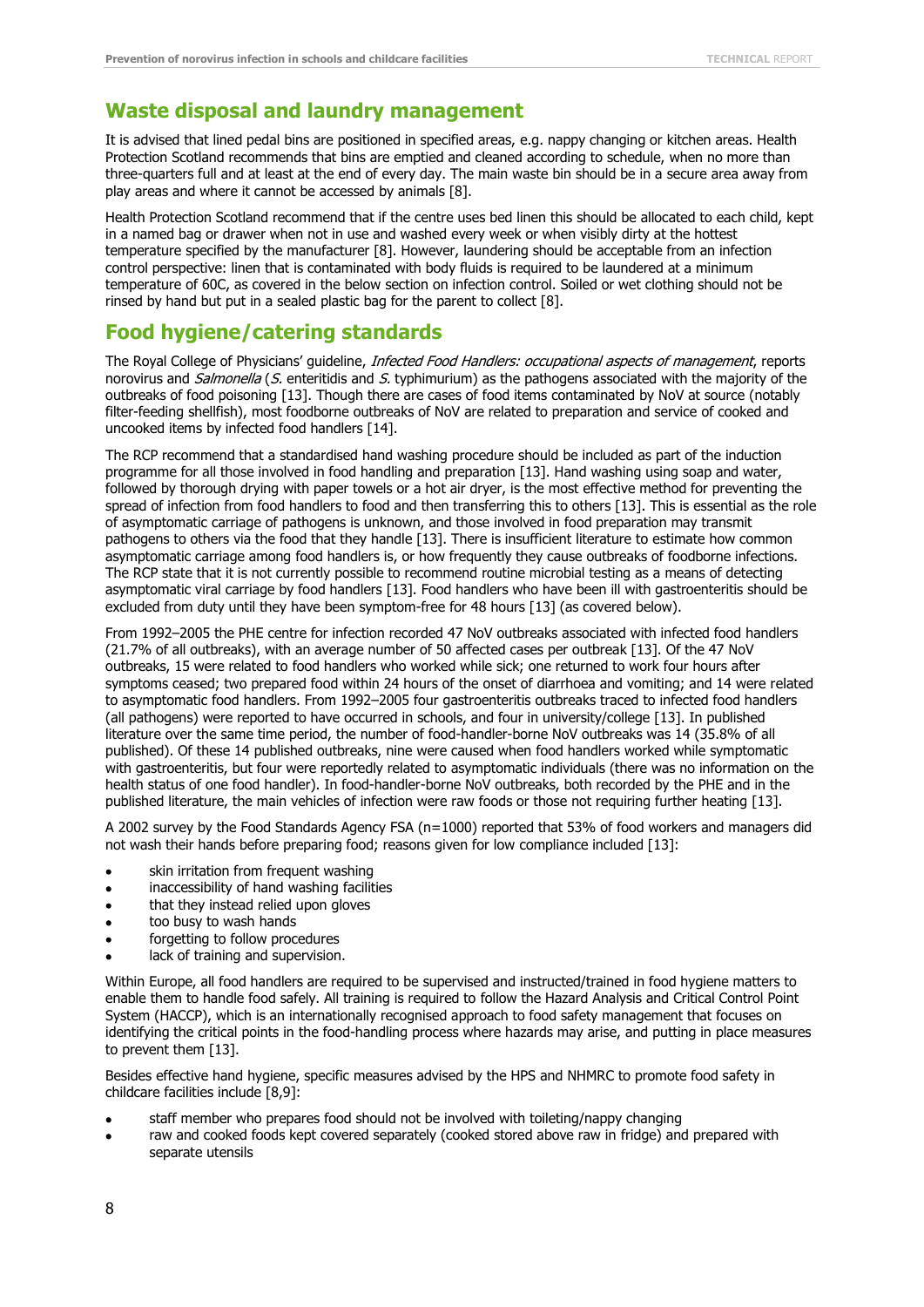## Waste disposal and laundry management

It is advised that lined pedal bins are positioned in specified areas, e.g. nappy changing or kitchen areas. Health Protection Scotland recommends that bins are emptied and cleaned according to schedule, when no more than three-quarters full and at least at the end of every day. The main waste bin should be in a secure area away from play areas and where it cannot be accessed by animals [8].

Health Protection Scotland recommend that if the centre uses bed linen this should be allocated to each child, kept in a named bag or drawer when not in use and washed every week or when visibly dirty at the hottest temperature specified by the manufacturer [8]. However, laundering should be acceptable from an infection control perspective: linen that is contaminated with body fluids is required to be laundered at a minimum temperature of 60C, as covered in the below section on infection control. Soiled or wet clothing should not be rinsed by hand but put in a sealed plastic bag for the parent to collect [8].

## Food hygiene/catering standards

The Royal College of Physicians' guideline, *Infected Food Handlers: occupational aspects of management*, reports norovirus and *Salmonella* (*S.* enteritidis and *S.* typhimurium) as the pathogens associated with the majority of the outbreaks of food poisoning [13]. Though there are cases of food items contaminated by NoV at source (notably filter-feeding shellfish), most foodborne outbreaks of NoV are related to preparation and service of cooked and uncooked items by infected food handlers [14].

The RCP recommend that a standardised hand washing procedure should be included as part of the induction programme for all those involved in food handling and preparation [13]. Hand washing using soap and water, followed by thorough drying with paper towels or a hot air dryer, is the most effective method for preventing the spread of infection from food handlers to food and then transferring this to others [13]. This is essential as the role of asymptomatic carriage of pathogens is unknown, and those involved in food preparation may transmit pathogens to others via the food that they handle [13]. There is insufficient literature to estimate how common asymptomatic carriage among food handlers is, or how frequently they cause outbreaks of foodborne infections. The RCP state that it is not currently possible to recommend routine microbial testing as a means of detecting asymptomatic viral carriage by food handlers [13]. Food handlers who have been ill with gastroenteritis should be excluded from duty until they have been symptom-free for 48 hours [13] (as covered below).

From 1992–2005 the PHE centre for infection recorded 47 NoV outbreaks associated with infected food handlers (21.7% of all outbreaks), with an average number of 50 affected cases per outbreak [13]. Of the 47 NoV outbreaks, 15 were related to food handlers who worked while sick; one returned to work four hours after symptoms ceased; two prepared food within 24 hours of the onset of diarrhoea and vomiting; and 14 were related to asymptomatic food handlers. From 1992–2005 four gastroenteritis outbreaks traced to infected food handlers (all pathogens) were reported to have occurred in schools, and four in university/college [13]. In published literature over the same time period, the number of food-handler-borne NoV outbreaks was 14 (35.8% of all published). Of these 14 published outbreaks, nine were caused when food handlers worked while symptomatic with gastroenteritis, but four were reportedly related to asymptomatic individuals (there was no information on the health status of one food handler). In food-handler-borne NoV outbreaks, both recorded by the PHE and in the published literature, the main vehicles of infection were raw foods or those not requiring further heating [13].

A 2002 survey by the Food Standards Agency FSA (n=1000) reported that 53% of food workers and managers did not wash their hands before preparing food; reasons given for low compliance included [13]:

- skin irritation from frequent washing
- inaccessibility of hand washing facilities
- that they instead relied upon gloves
- too busy to wash hands
- forgetting to follow procedures
- lack of training and supervision.

Within Europe, all food handlers are required to be supervised and instructed/trained in food hygiene matters to enable them to handle food safely. All training is required to follow the Hazard Analysis and Critical Control Point System (HACCP), which is an internationally recognised approach to food safety management that focuses on identifying the critical points in the food-handling process where hazards may arise, and putting in place measures to prevent them [13].

Besides effective hand hygiene, specific measures advised by the HPS and NHMRC to promote food safety in childcare facilities include [8,9]:

- staff member who prepares food should not be involved with toileting/nappy changing
- raw and cooked foods kept covered separately (cooked stored above raw in fridge) and prepared with separate utensils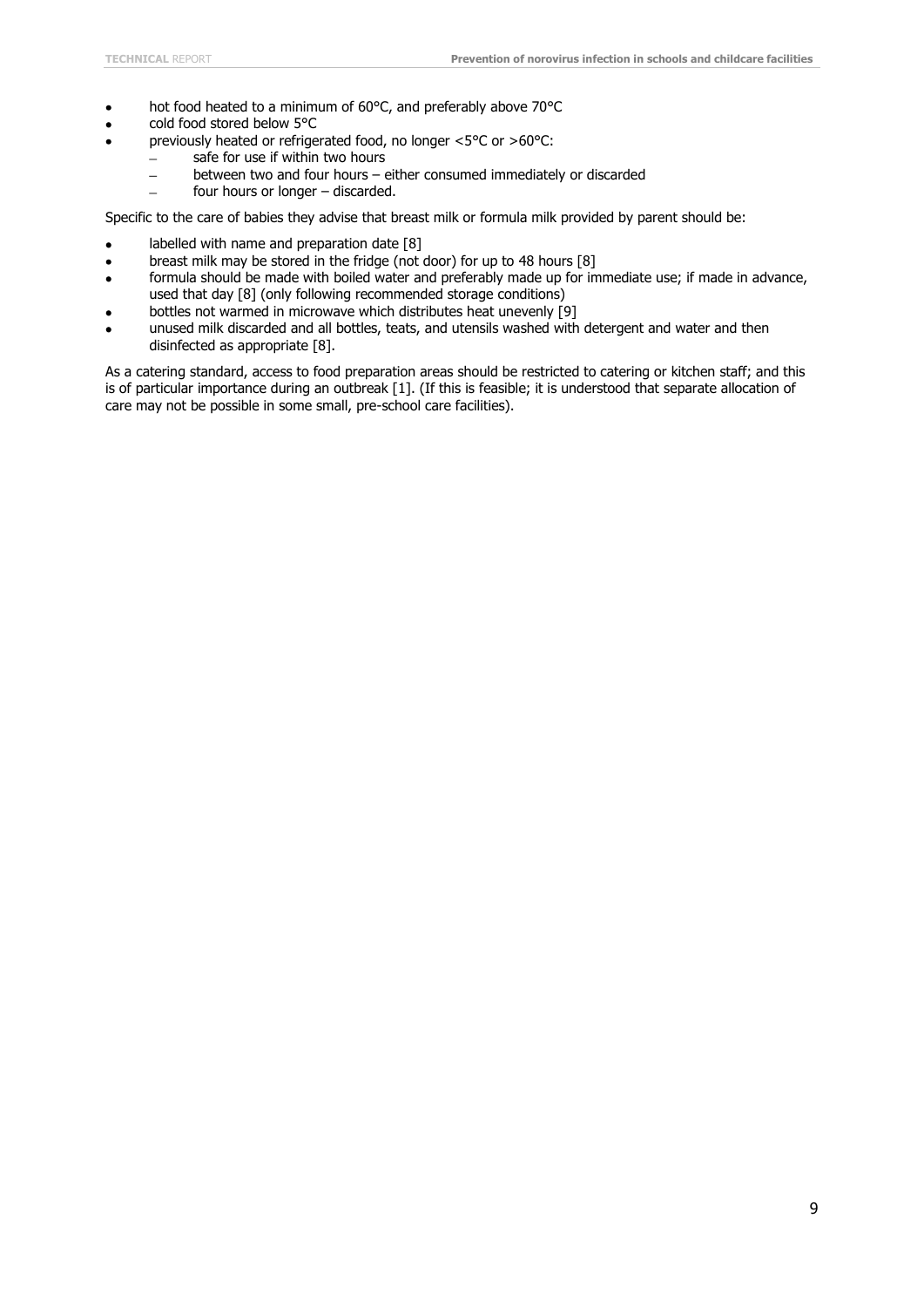- hot food heated to a minimum of 60°C, and preferably above 70°C
- cold food stored below 5°C
- previously heated or refrigerated food, no longer <5°C or >60°C:
  - safe for use if within two hours
  - between two and four hours – either consumed immediately or discarded
  - four hours or longer – discarded.

Specific to the care of babies they advise that breast milk or formula milk provided by parent should be:

- labelled with name and preparation date [8]
- breast milk may be stored in the fridge (not door) for up to 48 hours [8]
- formula should be made with boiled water and preferably made up for immediate use; if made in advance, used that day [8] (only following recommended storage conditions)
- bottles not warmed in microwave which distributes heat unevenly [9]
- unused milk discarded and all bottles, teats, and utensils washed with detergent and water and then disinfected as appropriate [8].

As a catering standard, access to food preparation areas should be restricted to catering or kitchen staff; and this is of particular importance during an outbreak [1]. (If this is feasible; it is understood that separate allocation of care may not be possible in some small, pre-school care facilities).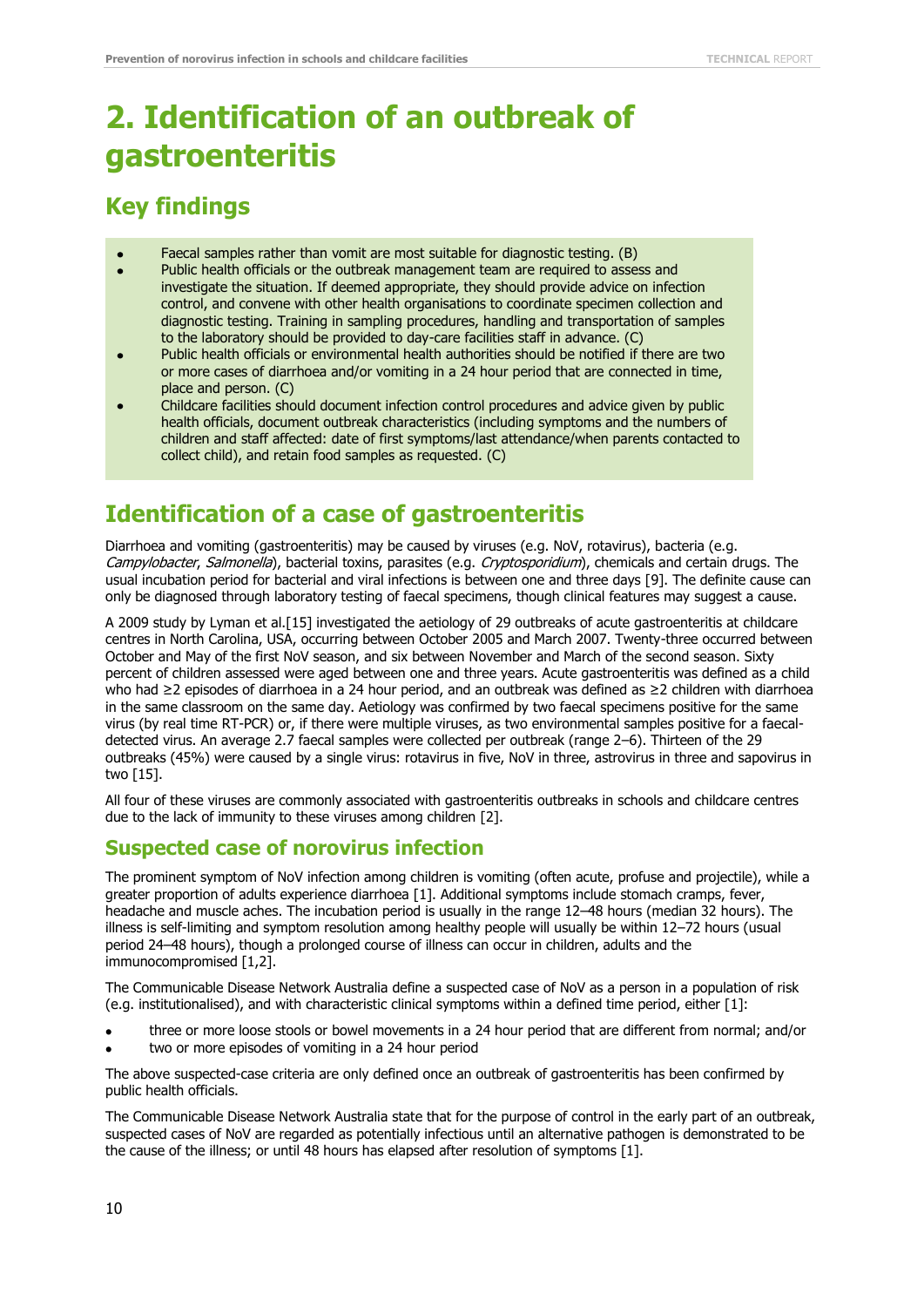# 2. Identification of an outbreak of gastroenteritis

## Key findings

- Faecal samples rather than vomit are most suitable for diagnostic testing. (B)
- Public health officials or the outbreak management team are required to assess and investigate the situation. If deemed appropriate, they should provide advice on infection control, and convene with other health organisations to coordinate specimen collection and diagnostic testing. Training in sampling procedures, handling and transportation of samples to the laboratory should be provided to day-care facilities staff in advance. (C)
- Public health officials or environmental health authorities should be notified if there are two or more cases of diarrhoea and/or vomiting in a 24 hour period that are connected in time, place and person. (C)
- Childcare facilities should document infection control procedures and advice given by public health officials, document outbreak characteristics (including symptoms and the numbers of children and staff affected: date of first symptoms/last attendance/when parents contacted to collect child), and retain food samples as requested. (C)

## Identification of a case of gastroenteritis

Diarrhoea and vomiting (gastroenteritis) may be caused by viruses (e.g. NoV, rotavirus), bacteria (e.g. *Campylobacter*, *Salmonella*), bacterial toxins, parasites (e.g. *Cryptosporidium*), chemicals and certain drugs. The usual incubation period for bacterial and viral infections is between one and three days [9]. The definite cause can only be diagnosed through laboratory testing of faecal specimens, though clinical features may suggest a cause.

A 2009 study by Lyman et al.[15] investigated the aetiology of 29 outbreaks of acute gastroenteritis at childcare centres in North Carolina, USA, occurring between October 2005 and March 2007. Twenty-three occurred between October and May of the first NoV season, and six between November and March of the second season. Sixty percent of children assessed were aged between one and three years. Acute gastroenteritis was defined as a child who had ≥2 episodes of diarrhoea in a 24 hour period, and an outbreak was defined as ≥2 children with diarrhoea in the same classroom on the same day. Aetiology was confirmed by two faecal specimens positive for the same virus (by real time RT-PCR) or, if there were multiple viruses, as two environmental samples positive for a faecal-detected virus. An average 2.7 faecal samples were collected per outbreak (range 2–6). Thirteen of the 29 outbreaks (45%) were caused by a single virus: rotavirus in five, NoV in three, astrovirus in three and sapovirus in two [15].

All four of these viruses are commonly associated with gastroenteritis outbreaks in schools and childcare centres due to the lack of immunity to these viruses among children [2].

### Suspected case of norovirus infection

The prominent symptom of NoV infection among children is vomiting (often acute, profuse and projectile), while a greater proportion of adults experience diarrhoea [1]. Additional symptoms include stomach cramps, fever, headache and muscle aches. The incubation period is usually in the range 12–48 hours (median 32 hours). The illness is self-limiting and symptom resolution among healthy people will usually be within 12–72 hours (usual period 24–48 hours), though a prolonged course of illness can occur in children, adults and the immunocompromised [1,2].

The Communicable Disease Network Australia define a suspected case of NoV as a person in a population of risk (e.g. institutionalised), and with characteristic clinical symptoms within a defined time period, either [1]:

- three or more loose stools or bowel movements in a 24 hour period that are different from normal; and/or
- two or more episodes of vomiting in a 24 hour period

The above suspected-case criteria are only defined once an outbreak of gastroenteritis has been confirmed by public health officials.

The Communicable Disease Network Australia state that for the purpose of control in the early part of an outbreak, suspected cases of NoV are regarded as potentially infectious until an alternative pathogen is demonstrated to be the cause of the illness; or until 48 hours has elapsed after resolution of symptoms [1].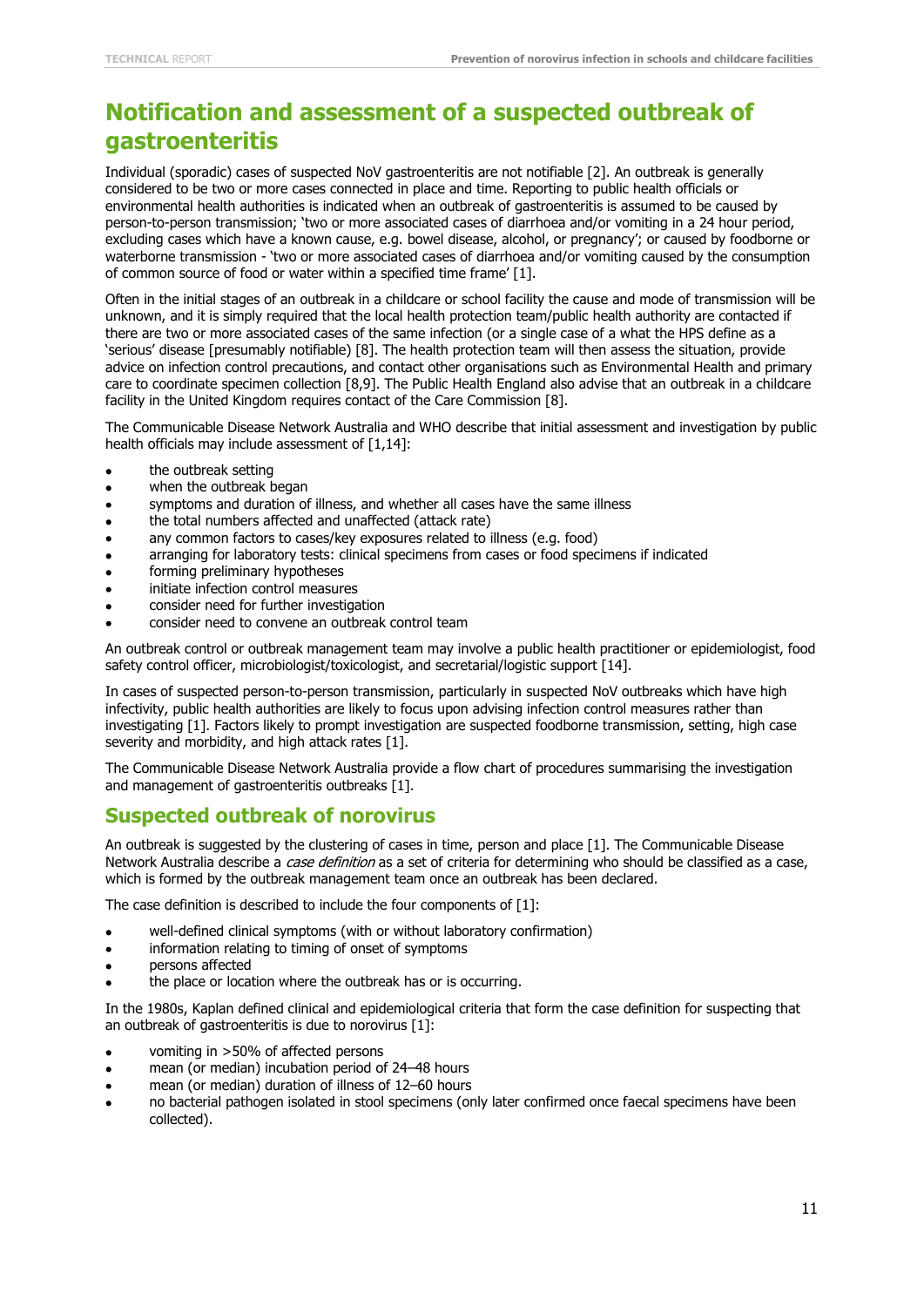## Notification and assessment of a suspected outbreak of gastroenteritis

Individual (sporadic) cases of suspected NoV gastroenteritis are not notifiable [2]. An outbreak is generally considered to be two or more cases connected in place and time. Reporting to public health officials or environmental health authorities is indicated when an outbreak of gastroenteritis is assumed to be caused by person-to-person transmission; 'two or more associated cases of diarrhoea and/or vomiting in a 24 hour period, excluding cases which have a known cause, e.g. bowel disease, alcohol, or pregnancy'; or caused by foodborne or waterborne transmission - 'two or more associated cases of diarrhoea and/or vomiting caused by the consumption of common source of food or water within a specified time frame' [1].

Often in the initial stages of an outbreak in a childcare or school facility the cause and mode of transmission will be unknown, and it is simply required that the local health protection team/public health authority are contacted if there are two or more associated cases of the same infection (or a single case of a what the HPS define as a 'serious' disease [presumably notifiable) [8]. The health protection team will then assess the situation, provide advice on infection control precautions, and contact other organisations such as Environmental Health and primary care to coordinate specimen collection [8,9]. The Public Health England also advise that an outbreak in a childcare facility in the United Kingdom requires contact of the Care Commission [8].

The Communicable Disease Network Australia and WHO describe that initial assessment and investigation by public health officials may include assessment of [1,14]:

- the outbreak setting
- when the outbreak began
- symptoms and duration of illness, and whether all cases have the same illness
- the total numbers affected and unaffected (attack rate)
- any common factors to cases/key exposures related to illness (e.g. food)
- arranging for laboratory tests: clinical specimens from cases or food specimens if indicated
- forming preliminary hypotheses
- initiate infection control measures
- consider need for further investigation
- consider need to convene an outbreak control team

An outbreak control or outbreak management team may involve a public health practitioner or epidemiologist, food safety control officer, microbiologist/toxicologist, and secretarial/logistic support [14].

In cases of suspected person-to-person transmission, particularly in suspected NoV outbreaks which have high infectivity, public health authorities are likely to focus upon advising infection control measures rather than investigating [1]. Factors likely to prompt investigation are suspected foodborne transmission, setting, high case severity and morbidity, and high attack rates [1].

The Communicable Disease Network Australia provide a flow chart of procedures summarising the investigation and management of gastroenteritis outbreaks [1].

### Suspected outbreak of norovirus

An outbreak is suggested by the clustering of cases in time, person and place [1]. The Communicable Disease Network Australia describe a *case definition* as a set of criteria for determining who should be classified as a case, which is formed by the outbreak management team once an outbreak has been declared.

The case definition is described to include the four components of [1]:

- well-defined clinical symptoms (with or without laboratory confirmation)
- information relating to timing of onset of symptoms
- persons affected
- the place or location where the outbreak has or is occurring.

In the 1980s, Kaplan defined clinical and epidemiological criteria that form the case definition for suspecting that an outbreak of gastroenteritis is due to norovirus [1]:

- vomiting in >50% of affected persons
- mean (or median) incubation period of 24–48 hours
- mean (or median) duration of illness of 12–60 hours
- no bacterial pathogen isolated in stool specimens (only later confirmed once faecal specimens have been collected).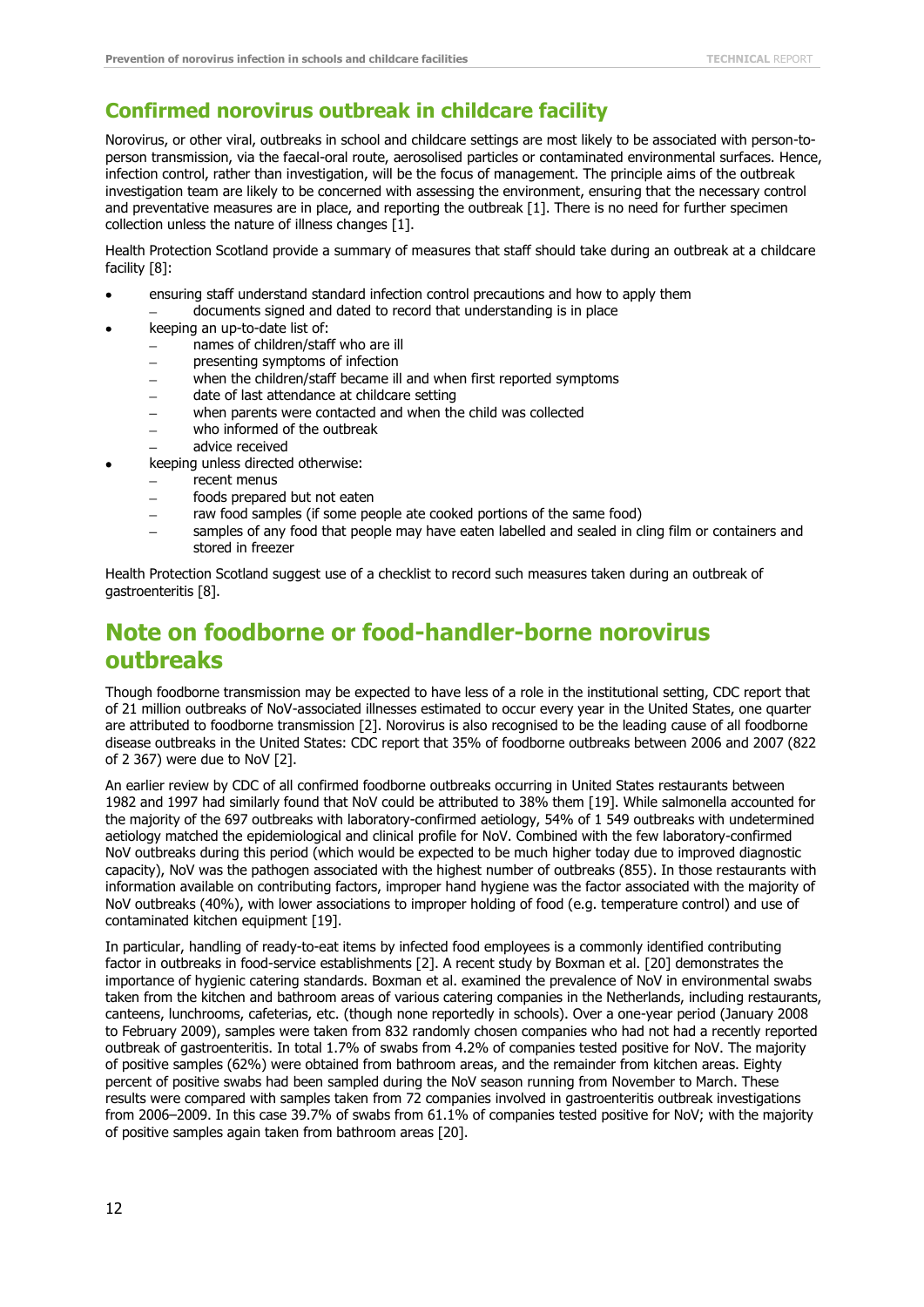## Confirmed norovirus outbreak in childcare facility

Norovirus, or other viral, outbreaks in school and childcare settings are most likely to be associated with person-to-person transmission, via the faecal-oral route, aerosolised particles or contaminated environmental surfaces. Hence, infection control, rather than investigation, will be the focus of management. The principle aims of the outbreak investigation team are likely to be concerned with assessing the environment, ensuring that the necessary control and preventative measures are in place, and reporting the outbreak [1]. There is no need for further specimen collection unless the nature of illness changes [1].

Health Protection Scotland provide a summary of measures that staff should take during an outbreak at a childcare facility [8]:

- ensuring staff understand standard infection control precautions and how to apply them
  - documents signed and dated to record that understanding is in place
- keeping an up-to-date list of:
  - names of children/staff who are ill
  - presenting symptoms of infection
  - when the children/staff became ill and when first reported symptoms
  - date of last attendance at childcare setting
  - when parents were contacted and when the child was collected
  - who informed of the outbreak
  - advice received
- keeping unless directed otherwise:
  - recent menus
  - foods prepared but not eaten
  - raw food samples (if some people ate cooked portions of the same food)
  - samples of any food that people may have eaten labelled and sealed in cling film or containers and stored in freezer

Health Protection Scotland suggest use of a checklist to record such measures taken during an outbreak of gastroenteritis [8].

# Note on foodborne or food-handler-borne norovirus outbreaks

Though foodborne transmission may be expected to have less of a role in the institutional setting, CDC report that of 21 million outbreaks of NoV-associated illnesses estimated to occur every year in the United States, one quarter are attributed to foodborne transmission [2]. Norovirus is also recognised to be the leading cause of all foodborne disease outbreaks in the United States: CDC report that 35% of foodborne outbreaks between 2006 and 2007 (822 of 2 367) were due to NoV [2].

An earlier review by CDC of all confirmed foodborne outbreaks occurring in United States restaurants between 1982 and 1997 had similarly found that NoV could be attributed to 38% them [19]. While salmonella accounted for the majority of the 697 outbreaks with laboratory-confirmed aetiology, 54% of 1 549 outbreaks with undetermined aetiology matched the epidemiological and clinical profile for NoV. Combined with the few laboratory-confirmed NoV outbreaks during this period (which would be expected to be much higher today due to improved diagnostic capacity), NoV was the pathogen associated with the highest number of outbreaks (855). In those restaurants with information available on contributing factors, improper hand hygiene was the factor associated with the majority of NoV outbreaks (40%), with lower associations to improper holding of food (e.g. temperature control) and use of contaminated kitchen equipment [19].

In particular, handling of ready-to-eat items by infected food employees is a commonly identified contributing factor in outbreaks in food-service establishments [2]. A recent study by Boxman et al. [20] demonstrates the importance of hygienic catering standards. Boxman et al. examined the prevalence of NoV in environmental swabs taken from the kitchen and bathroom areas of various catering companies in the Netherlands, including restaurants, canteens, lunchrooms, cafeterias, etc. (though none reportedly in schools). Over a one-year period (January 2008 to February 2009), samples were taken from 832 randomly chosen companies who had not had a recently reported outbreak of gastroenteritis. In total 1.7% of swabs from 4.2% of companies tested positive for NoV. The majority of positive samples (62%) were obtained from bathroom areas, and the remainder from kitchen areas. Eighty percent of positive swabs had been sampled during the NoV season running from November to March. These results were compared with samples taken from 72 companies involved in gastroenteritis outbreak investigations from 2006–2009. In this case 39.7% of swabs from 61.1% of companies tested positive for NoV; with the majority of positive samples again taken from bathroom areas [20].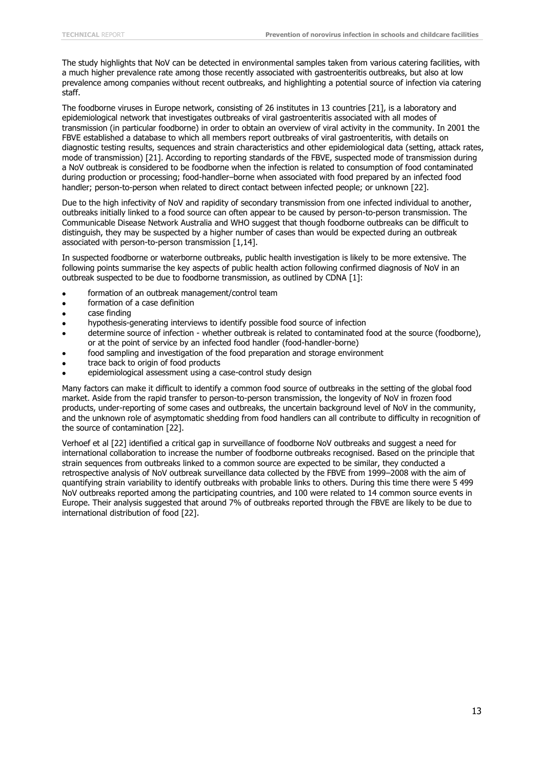The study highlights that NoV can be detected in environmental samples taken from various catering facilities, with a much higher prevalence rate among those recently associated with gastroenteritis outbreaks, but also at low prevalence among companies without recent outbreaks, and highlighting a potential source of infection via catering staff.

The foodborne viruses in Europe network, consisting of 26 institutes in 13 countries [21], is a laboratory and epidemiological network that investigates outbreaks of viral gastroenteritis associated with all modes of transmission (in particular foodborne) in order to obtain an overview of viral activity in the community. In 2001 the FBVE established a database to which all members report outbreaks of viral gastroenteritis, with details on diagnostic testing results, sequences and strain characteristics and other epidemiological data (setting, attack rates, mode of transmission) [21]. According to reporting standards of the FBVE, suspected mode of transmission during a NoV outbreak is considered to be foodborne when the infection is related to consumption of food contaminated during production or processing; food-handler–borne when associated with food prepared by an infected food handler; person-to-person when related to direct contact between infected people; or unknown [22].

Due to the high infectivity of NoV and rapidity of secondary transmission from one infected individual to another, outbreaks initially linked to a food source can often appear to be caused by person-to-person transmission. The Communicable Disease Network Australia and WHO suggest that though foodborne outbreaks can be difficult to distinguish, they may be suspected by a higher number of cases than would be expected during an outbreak associated with person-to-person transmission [1,14].

In suspected foodborne or waterborne outbreaks, public health investigation is likely to be more extensive. The following points summarise the key aspects of public health action following confirmed diagnosis of NoV in an outbreak suspected to be due to foodborne transmission, as outlined by CDNA [1]:

- formation of an outbreak management/control team
- formation of a case definition
- case finding
- hypothesis-generating interviews to identify possible food source of infection
- determine source of infection - whether outbreak is related to contaminated food at the source (foodborne), or at the point of service by an infected food handler (food-handler-borne)
- food sampling and investigation of the food preparation and storage environment
- trace back to origin of food products
- epidemiological assessment using a case-control study design

Many factors can make it difficult to identify a common food source of outbreaks in the setting of the global food market. Aside from the rapid transfer to person-to-person transmission, the longevity of NoV in frozen food products, under-reporting of some cases and outbreaks, the uncertain background level of NoV in the community, and the unknown role of asymptomatic shedding from food handlers can all contribute to difficulty in recognition of the source of contamination [22].

Verhoef et al [22] identified a critical gap in surveillance of foodborne NoV outbreaks and suggest a need for international collaboration to increase the number of foodborne outbreaks recognised. Based on the principle that strain sequences from outbreaks linked to a common source are expected to be similar, they conducted a retrospective analysis of NoV outbreak surveillance data collected by the FBVE from 1999–2008 with the aim of quantifying strain variability to identify outbreaks with probable links to others. During this time there were 5 499 NoV outbreaks reported among the participating countries, and 100 were related to 14 common source events in Europe. Their analysis suggested that around 7% of outbreaks reported through the FBVE are likely to be due to international distribution of food [22].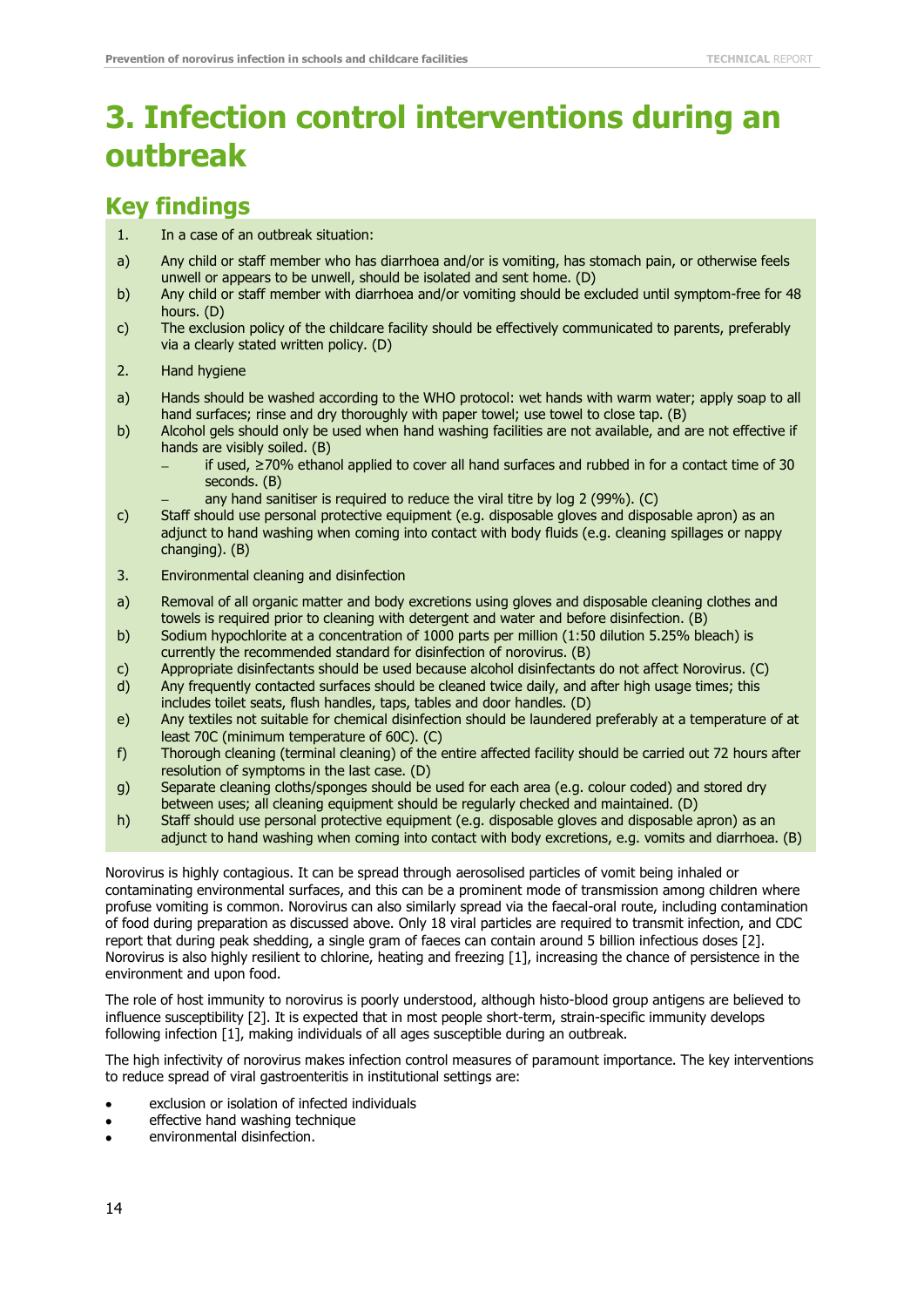# 3. Infection control interventions during an outbreak

## Key findings

1. In a case of an outbreak situation:

a) Any child or staff member who has diarrhoea and/or is vomiting, has stomach pain, or otherwise feels unwell or appears to be unwell, should be isolated and sent home. (D)

b) Any child or staff member with diarrhoea and/or vomiting should be excluded until symptom-free for 48 hours. (D)

c) The exclusion policy of the childcare facility should be effectively communicated to parents, preferably via a clearly stated written policy. (D)

2. Hand hygiene

a) Hands should be washed according to the WHO protocol: wet hands with warm water; apply soap to all hand surfaces; rinse and dry thoroughly with paper towel; use towel to close tap. (B)

b) Alcohol gels should only be used when hand washing facilities are not available, and are not effective if hands are visibly soiled. (B)
   - if used, ≥70% ethanol applied to cover all hand surfaces and rubbed in for a contact time of 30 seconds. (B)
   - any hand sanitiser is required to reduce the viral titre by log 2 (99%). (C)

c) Staff should use personal protective equipment (e.g. disposable gloves and disposable apron) as an adjunct to hand washing when coming into contact with body fluids (e.g. cleaning spillages or nappy changing). (B)

3. Environmental cleaning and disinfection

a) Removal of all organic matter and body excretions using gloves and disposable cleaning clothes and towels is required prior to cleaning with detergent and water and before disinfection. (B)

b) Sodium hypochlorite at a concentration of 1000 parts per million (1:50 dilution 5.25% bleach) is currently the recommended standard for disinfection of norovirus. (B)

c) Appropriate disinfectants should be used because alcohol disinfectants do not affect Norovirus. (C)

d) Any frequently contacted surfaces should be cleaned twice daily, and after high usage times; this includes toilet seats, flush handles, taps, tables and door handles. (D)

e) Any textiles not suitable for chemical disinfection should be laundered preferably at a temperature of at least 70C (minimum temperature of 60C). (C)

f) Thorough cleaning (terminal cleaning) of the entire affected facility should be carried out 72 hours after resolution of symptoms in the last case. (D)

g) Separate cleaning cloths/sponges should be used for each area (e.g. colour coded) and stored dry between uses; all cleaning equipment should be regularly checked and maintained. (D)

h) Staff should use personal protective equipment (e.g. disposable gloves and disposable apron) as an adjunct to hand washing when coming into contact with body excretions, e.g. vomits and diarrhoea. (B)

Norovirus is highly contagious. It can be spread through aerosolised particles of vomit being inhaled or contaminating environmental surfaces, and this can be a prominent mode of transmission among children where profuse vomiting is common. Norovirus can also similarly spread via the faecal-oral route, including contamination of food during preparation as discussed above. Only 18 viral particles are required to transmit infection, and CDC report that during peak shedding, a single gram of faeces can contain around 5 billion infectious doses [2]. Norovirus is also highly resilient to chlorine, heating and freezing [1], increasing the chance of persistence in the environment and upon food.

The role of host immunity to norovirus is poorly understood, although histo-blood group antigens are believed to influence susceptibility [2]. It is expected that in most people short-term, strain-specific immunity develops following infection [1], making individuals of all ages susceptible during an outbreak.

The high infectivity of norovirus makes infection control measures of paramount importance. The key interventions to reduce spread of viral gastroenteritis in institutional settings are:

- exclusion or isolation of infected individuals
- effective hand washing technique
- environmental disinfection.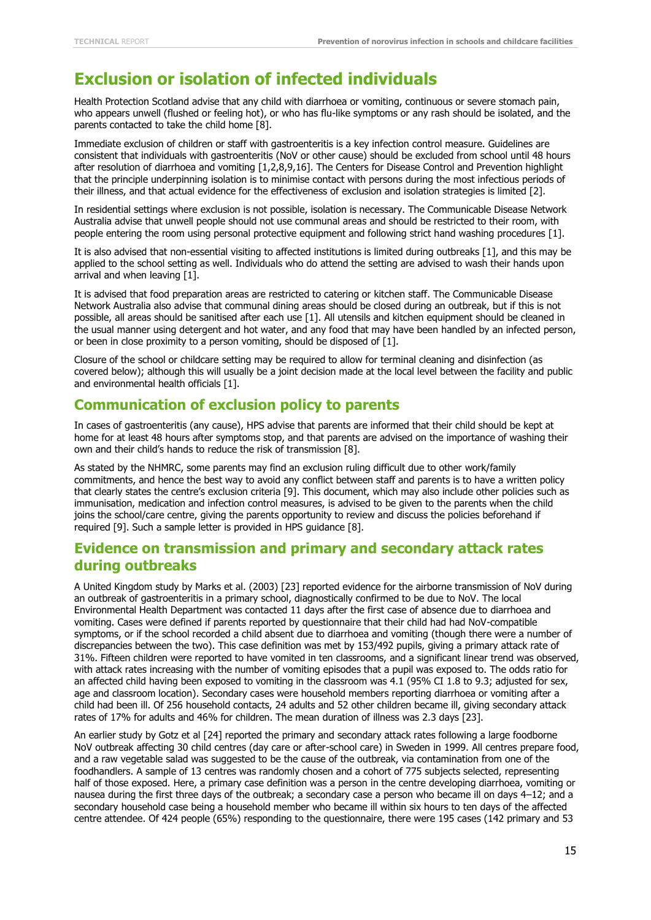## Exclusion or isolation of infected individuals

Health Protection Scotland advise that any child with diarrhoea or vomiting, continuous or severe stomach pain, who appears unwell (flushed or feeling hot), or who has flu-like symptoms or any rash should be isolated, and the parents contacted to take the child home [8].

Immediate exclusion of children or staff with gastroenteritis is a key infection control measure. Guidelines are consistent that individuals with gastroenteritis (NoV or other cause) should be excluded from school until 48 hours after resolution of diarrhoea and vomiting [1,2,8,9,16]. The Centers for Disease Control and Prevention highlight that the principle underpinning isolation is to minimise contact with persons during the most infectious periods of their illness, and that actual evidence for the effectiveness of exclusion and isolation strategies is limited [2].

In residential settings where exclusion is not possible, isolation is necessary. The Communicable Disease Network Australia advise that unwell people should not use communal areas and should be restricted to their room, with people entering the room using personal protective equipment and following strict hand washing procedures [1].

It is also advised that non-essential visiting to affected institutions is limited during outbreaks [1], and this may be applied to the school setting as well. Individuals who do attend the setting are advised to wash their hands upon arrival and when leaving [1].

It is advised that food preparation areas are restricted to catering or kitchen staff. The Communicable Disease Network Australia also advise that communal dining areas should be closed during an outbreak, but if this is not possible, all areas should be sanitised after each use [1]. All utensils and kitchen equipment should be cleaned in the usual manner using detergent and hot water, and any food that may have been handled by an infected person, or been in close proximity to a person vomiting, should be disposed of [1].

Closure of the school or childcare setting may be required to allow for terminal cleaning and disinfection (as covered below); although this will usually be a joint decision made at the local level between the facility and public and environmental health officials [1].

## Communication of exclusion policy to parents

In cases of gastroenteritis (any cause), HPS advise that parents are informed that their child should be kept at home for at least 48 hours after symptoms stop, and that parents are advised on the importance of washing their own and their child's hands to reduce the risk of transmission [8].

As stated by the NHMRC, some parents may find an exclusion ruling difficult due to other work/family commitments, and hence the best way to avoid any conflict between staff and parents is to have a written policy that clearly states the centre's exclusion criteria [9]. This document, which may also include other policies such as immunisation, medication and infection control measures, is advised to be given to the parents when the child joins the school/care centre, giving the parents opportunity to review and discuss the policies beforehand if required [9]. Such a sample letter is provided in HPS guidance [8].

## Evidence on transmission and primary and secondary attack rates during outbreaks

A United Kingdom study by Marks et al. (2003) [23] reported evidence for the airborne transmission of NoV during an outbreak of gastroenteritis in a primary school, diagnostically confirmed to be due to NoV. The local Environmental Health Department was contacted 11 days after the first case of absence due to diarrhoea and vomiting. Cases were defined if parents reported by questionnaire that their child had had NoV-compatible symptoms, or if the school recorded a child absent due to diarrhoea and vomiting (though there were a number of discrepancies between the two). This case definition was met by 153/492 pupils, giving a primary attack rate of 31%. Fifteen children were reported to have vomited in ten classrooms, and a significant linear trend was observed, with attack rates increasing with the number of vomiting episodes that a pupil was exposed to. The odds ratio for an affected child having been exposed to vomiting in the classroom was 4.1 (95% CI 1.8 to 9.3; adjusted for sex, age and classroom location). Secondary cases were household members reporting diarrhoea or vomiting after a child had been ill. Of 256 household contacts, 24 adults and 52 other children became ill, giving secondary attack rates of 17% for adults and 46% for children. The mean duration of illness was 2.3 days [23].

An earlier study by Gotz et al [24] reported the primary and secondary attack rates following a large foodborne NoV outbreak affecting 30 child centres (day care or after-school care) in Sweden in 1999. All centres prepare food, and a raw vegetable salad was suggested to be the cause of the outbreak, via contamination from one of the foodhandlers. A sample of 13 centres was randomly chosen and a cohort of 775 subjects selected, representing half of those exposed. Here, a primary case definition was a person in the centre developing diarrhoea, vomiting or nausea during the first three days of the outbreak; a secondary case a person who became ill on days 4–12; and a secondary household case being a household member who became ill within six hours to ten days of the affected centre attendee. Of 424 people (65%) responding to the questionnaire, there were 195 cases (142 primary and 53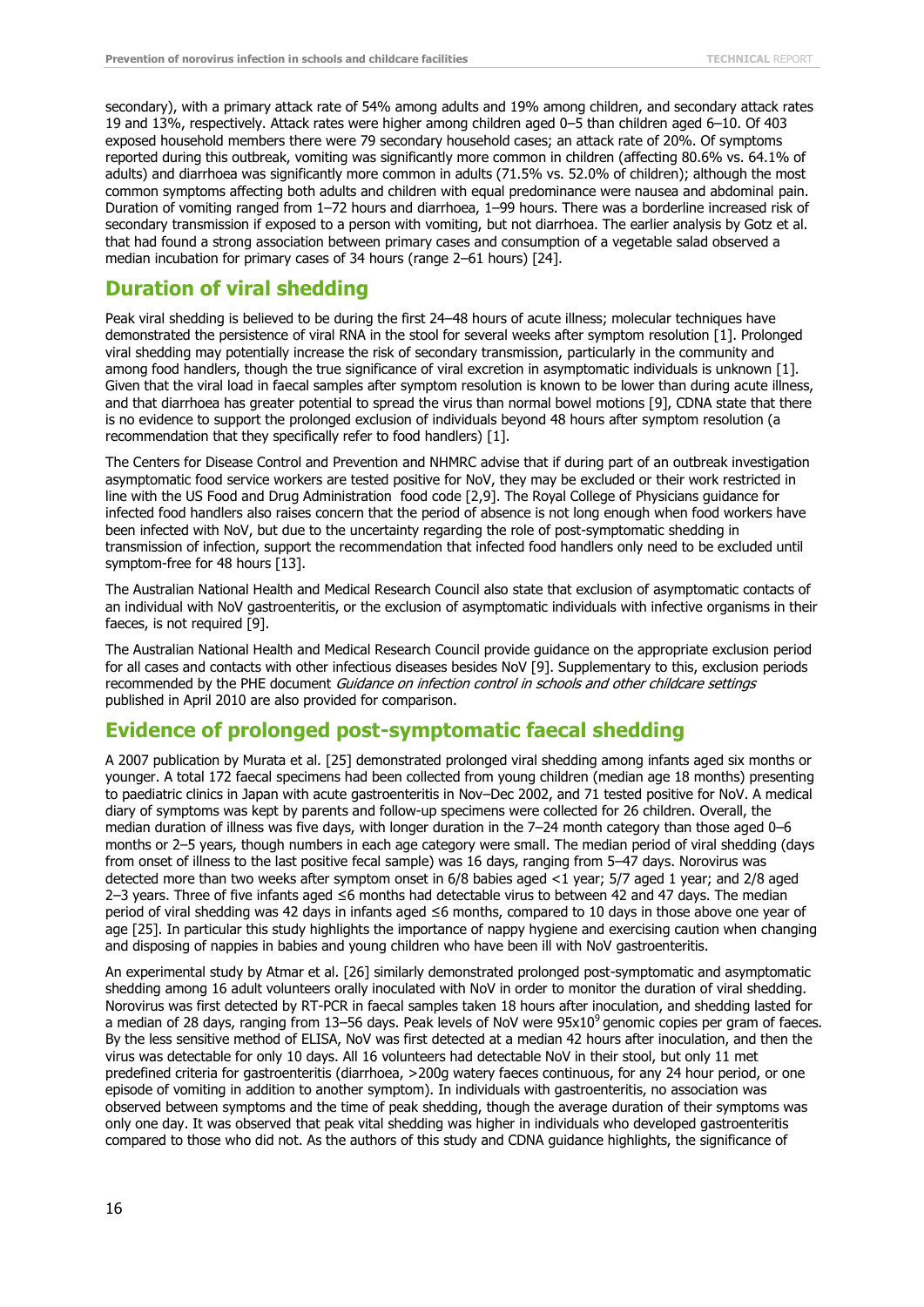secondary), with a primary attack rate of 54% among adults and 19% among children, and secondary attack rates 19 and 13%, respectively. Attack rates were higher among children aged 0–5 than children aged 6–10. Of 403 exposed household members there were 79 secondary household cases; an attack rate of 20%. Of symptoms reported during this outbreak, vomiting was significantly more common in children (affecting 80.6% vs. 64.1% of adults) and diarrhoea was significantly more common in adults (71.5% vs. 52.0% of children); although the most common symptoms affecting both adults and children with equal predominance were nausea and abdominal pain. Duration of vomiting ranged from 1–72 hours and diarrhoea, 1–99 hours. There was a borderline increased risk of secondary transmission if exposed to a person with vomiting, but not diarrhoea. The earlier analysis by Gotz et al. that had found a strong association between primary cases and consumption of a vegetable salad observed a median incubation for primary cases of 34 hours (range 2–61 hours) [24].

## Duration of viral shedding

Peak viral shedding is believed to be during the first 24–48 hours of acute illness; molecular techniques have demonstrated the persistence of viral RNA in the stool for several weeks after symptom resolution [1]. Prolonged viral shedding may potentially increase the risk of secondary transmission, particularly in the community and among food handlers, though the true significance of viral excretion in asymptomatic individuals is unknown [1]. Given that the viral load in faecal samples after symptom resolution is known to be lower than during acute illness, and that diarrhoea has greater potential to spread the virus than normal bowel motions [9], CDNA state that there is no evidence to support the prolonged exclusion of individuals beyond 48 hours after symptom resolution (a recommendation that they specifically refer to food handlers) [1].

The Centers for Disease Control and Prevention and NHMRC advise that if during part of an outbreak investigation asymptomatic food service workers are tested positive for NoV, they may be excluded or their work restricted in line with the US Food and Drug Administration food code [2,9]. The Royal College of Physicians guidance for infected food handlers also raises concern that the period of absence is not long enough when food workers have been infected with NoV, but due to the uncertainty regarding the role of post-symptomatic shedding in transmission of infection, support the recommendation that infected food handlers only need to be excluded until symptom-free for 48 hours [13].

The Australian National Health and Medical Research Council also state that exclusion of asymptomatic contacts of an individual with NoV gastroenteritis, or the exclusion of asymptomatic individuals with infective organisms in their faeces, is not required [9].

The Australian National Health and Medical Research Council provide guidance on the appropriate exclusion period for all cases and contacts with other infectious diseases besides NoV [9]. Supplementary to this, exclusion periods recommended by the PHE document *Guidance on infection control in schools and other childcare settings* published in April 2010 are also provided for comparison.

## Evidence of prolonged post-symptomatic faecal shedding

A 2007 publication by Murata et al. [25] demonstrated prolonged viral shedding among infants aged six months or younger. A total 172 faecal specimens had been collected from young children (median age 18 months) presenting to paediatric clinics in Japan with acute gastroenteritis in Nov–Dec 2002, and 71 tested positive for NoV. A medical diary of symptoms was kept by parents and follow-up specimens were collected for 26 children. Overall, the median duration of illness was five days, with longer duration in the 7–24 month category than those aged 0–6 months or 2–5 years, though numbers in each age category were small. The median period of viral shedding (days from onset of illness to the last positive fecal sample) was 16 days, ranging from 5–47 days. Norovirus was detected more than two weeks after symptom onset in 6/8 babies aged <1 year; 5/7 aged 1 year; and 2/8 aged 2–3 years. Three of five infants aged ≤6 months had detectable virus to between 42 and 47 days. The median period of viral shedding was 42 days in infants aged ≤6 months, compared to 10 days in those above one year of age [25]. In particular this study highlights the importance of nappy hygiene and exercising caution when changing and disposing of nappies in babies and young children who have been ill with NoV gastroenteritis.

An experimental study by Atmar et al. [26] similarly demonstrated prolonged post-symptomatic and asymptomatic shedding among 16 adult volunteers orally inoculated with NoV in order to monitor the duration of viral shedding. Norovirus was first detected by RT-PCR in faecal samples taken 18 hours after inoculation, and shedding lasted for a median of 28 days, ranging from 13–56 days. Peak levels of NoV were $95 \times 10^9$ genomic copies per gram of faeces. By the less sensitive method of ELISA, NoV was first detected at a median 42 hours after inoculation, and then the virus was detectable for only 10 days. All 16 volunteers had detectable NoV in their stool, but only 11 met predefined criteria for gastroenteritis (diarrhoea, >200g watery faeces continuous, for any 24 hour period, or one episode of vomiting in addition to another symptom). In individuals with gastroenteritis, no association was observed between symptoms and the time of peak shedding, though the average duration of their symptoms was only one day. It was observed that peak vital shedding was higher in individuals who developed gastroenteritis compared to those who did not. As the authors of this study and CDNA guidance highlights, the significance of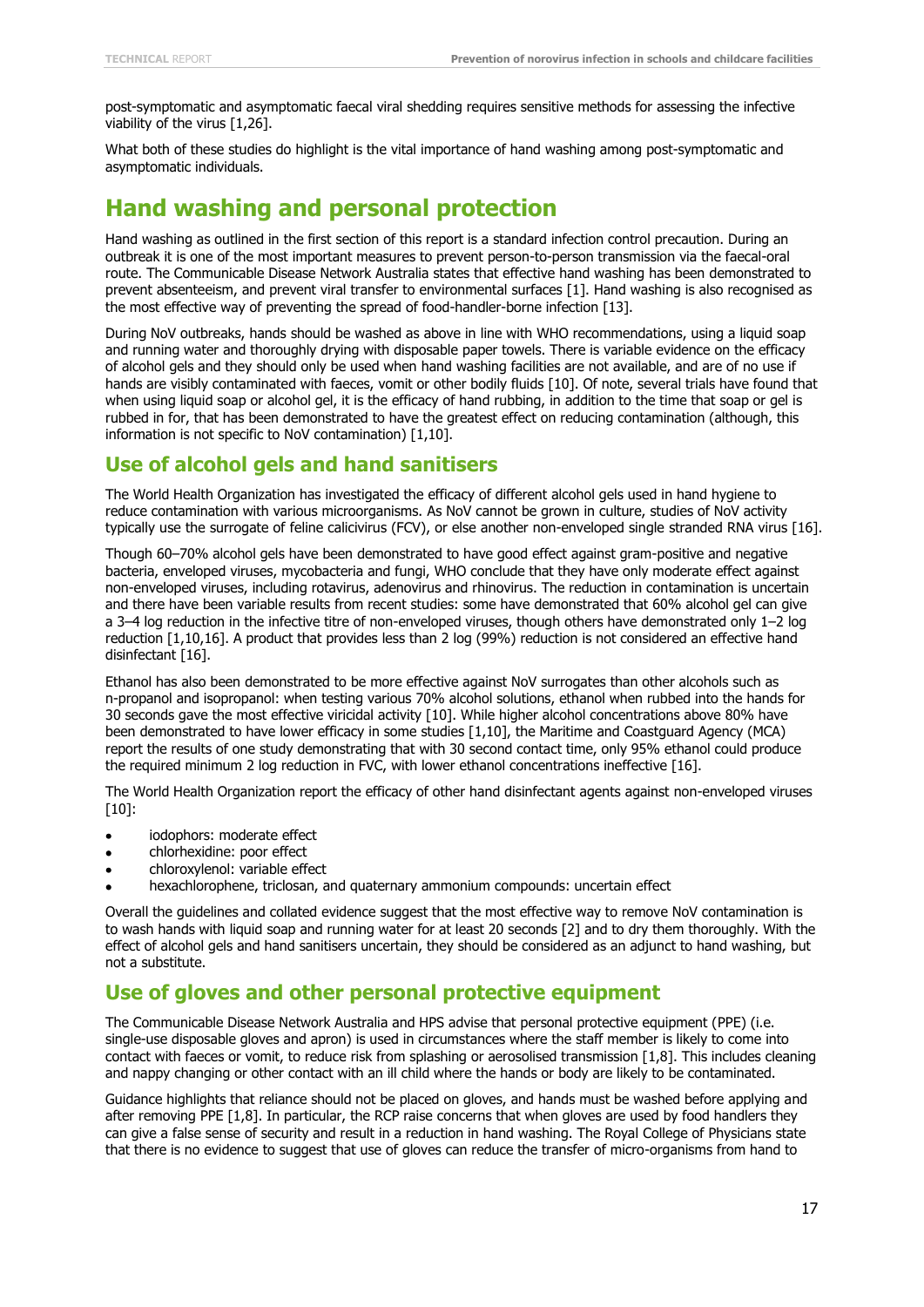post-symptomatic and asymptomatic faecal viral shedding requires sensitive methods for assessing the infective viability of the virus [1,26].

What both of these studies do highlight is the vital importance of hand washing among post-symptomatic and asymptomatic individuals.

# Hand washing and personal protection

Hand washing as outlined in the first section of this report is a standard infection control precaution. During an outbreak it is one of the most important measures to prevent person-to-person transmission via the faecal-oral route. The Communicable Disease Network Australia states that effective hand washing has been demonstrated to prevent absenteeism, and prevent viral transfer to environmental surfaces [1]. Hand washing is also recognised as the most effective way of preventing the spread of food-handler-borne infection [13].

During NoV outbreaks, hands should be washed as above in line with WHO recommendations, using a liquid soap and running water and thoroughly drying with disposable paper towels. There is variable evidence on the efficacy of alcohol gels and they should only be used when hand washing facilities are not available, and are of no use if hands are visibly contaminated with faeces, vomit or other bodily fluids [10]. Of note, several trials have found that when using liquid soap or alcohol gel, it is the efficacy of hand rubbing, in addition to the time that soap or gel is rubbed in for, that has been demonstrated to have the greatest effect on reducing contamination (although, this information is not specific to NoV contamination) [1,10].

## Use of alcohol gels and hand sanitisers

The World Health Organization has investigated the efficacy of different alcohol gels used in hand hygiene to reduce contamination with various microorganisms. As NoV cannot be grown in culture, studies of NoV activity typically use the surrogate of feline calicivirus (FCV), or else another non-enveloped single stranded RNA virus [16].

Though 60–70% alcohol gels have been demonstrated to have good effect against gram-positive and negative bacteria, enveloped viruses, mycobacteria and fungi, WHO conclude that they have only moderate effect against non-enveloped viruses, including rotavirus, adenovirus and rhinovirus. The reduction in contamination is uncertain and there have been variable results from recent studies: some have demonstrated that 60% alcohol gel can give a 3–4 log reduction in the infective titre of non-enveloped viruses, though others have demonstrated only 1–2 log reduction [1,10,16]. A product that provides less than 2 log (99%) reduction is not considered an effective hand disinfectant [16].

Ethanol has also been demonstrated to be more effective against NoV surrogates than other alcohols such as n-propanol and isopropanol: when testing various 70% alcohol solutions, ethanol when rubbed into the hands for 30 seconds gave the most effective viricidal activity [10]. While higher alcohol concentrations above 80% have been demonstrated to have lower efficacy in some studies [1,10], the Maritime and Coastguard Agency (MCA) report the results of one study demonstrating that with 30 second contact time, only 95% ethanol could produce the required minimum 2 log reduction in FVC, with lower ethanol concentrations ineffective [16].

The World Health Organization report the efficacy of other hand disinfectant agents against non-enveloped viruses [10]:

- iodophors: moderate effect
- chlorhexidine: poor effect
- chloroxylenol: variable effect
- hexachlorophene, triclosan, and quaternary ammonium compounds: uncertain effect

Overall the guidelines and collated evidence suggest that the most effective way to remove NoV contamination is to wash hands with liquid soap and running water for at least 20 seconds [2] and to dry them thoroughly. With the effect of alcohol gels and hand sanitisers uncertain, they should be considered as an adjunct to hand washing, but not a substitute.

## Use of gloves and other personal protective equipment

The Communicable Disease Network Australia and HPS advise that personal protective equipment (PPE) (i.e. single-use disposable gloves and apron) is used in circumstances where the staff member is likely to come into contact with faeces or vomit, to reduce risk from splashing or aerosolised transmission [1,8]. This includes cleaning and nappy changing or other contact with an ill child where the hands or body are likely to be contaminated.

Guidance highlights that reliance should not be placed on gloves, and hands must be washed before applying and after removing PPE [1,8]. In particular, the RCP raise concerns that when gloves are used by food handlers they can give a false sense of security and result in a reduction in hand washing. The Royal College of Physicians state that there is no evidence to suggest that use of gloves can reduce the transfer of micro-organisms from hand to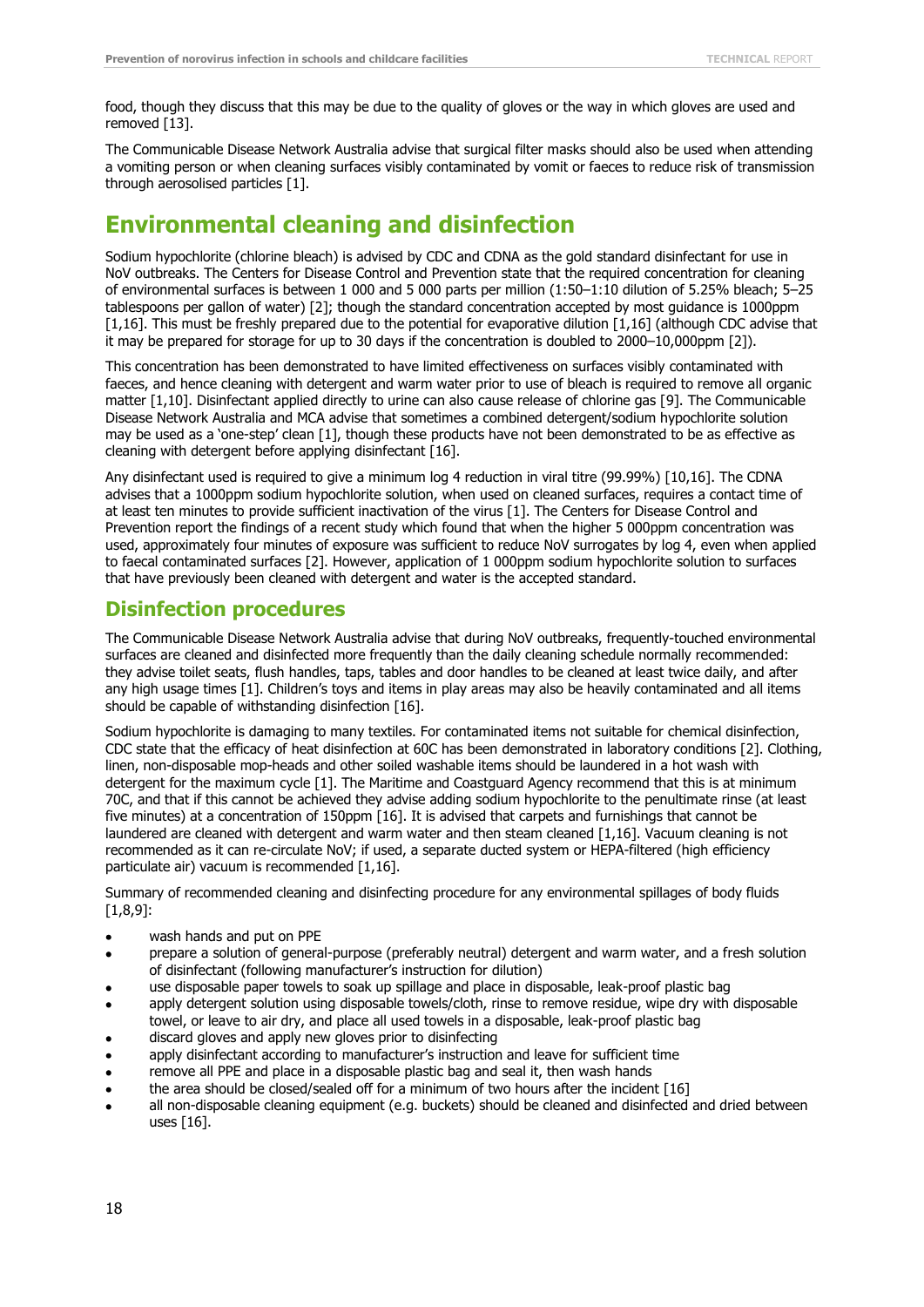food, though they discuss that this may be due to the quality of gloves or the way in which gloves are used and removed [13].

The Communicable Disease Network Australia advise that surgical filter masks should also be used when attending a vomiting person or when cleaning surfaces visibly contaminated by vomit or faeces to reduce risk of transmission through aerosolised particles [1].

## Environmental cleaning and disinfection

Sodium hypochlorite (chlorine bleach) is advised by CDC and CDNA as the gold standard disinfectant for use in NoV outbreaks. The Centers for Disease Control and Prevention state that the required concentration for cleaning of environmental surfaces is between 1 000 and 5 000 parts per million (1:50–1:10 dilution of 5.25% bleach; 5–25 tablespoons per gallon of water) [2]; though the standard concentration accepted by most guidance is 1000ppm [1,16]. This must be freshly prepared due to the potential for evaporative dilution [1,16] (although CDC advise that it may be prepared for storage for up to 30 days if the concentration is doubled to 2000–10,000ppm [2]).

This concentration has been demonstrated to have limited effectiveness on surfaces visibly contaminated with faeces, and hence cleaning with detergent and warm water prior to use of bleach is required to remove all organic matter [1,10]. Disinfectant applied directly to urine can also cause release of chlorine gas [9]. The Communicable Disease Network Australia and MCA advise that sometimes a combined detergent/sodium hypochlorite solution may be used as a 'one-step' clean [1], though these products have not been demonstrated to be as effective as cleaning with detergent before applying disinfectant [16].

Any disinfectant used is required to give a minimum log 4 reduction in viral titre (99.99%) [10,16]. The CDNA advises that a 1000ppm sodium hypochlorite solution, when used on cleaned surfaces, requires a contact time of at least ten minutes to provide sufficient inactivation of the virus [1]. The Centers for Disease Control and Prevention report the findings of a recent study which found that when the higher 5 000ppm concentration was used, approximately four minutes of exposure was sufficient to reduce NoV surrogates by log 4, even when applied to faecal contaminated surfaces [2]. However, application of 1 000ppm sodium hypochlorite solution to surfaces that have previously been cleaned with detergent and water is the accepted standard.

### Disinfection procedures

The Communicable Disease Network Australia advise that during NoV outbreaks, frequently-touched environmental surfaces are cleaned and disinfected more frequently than the daily cleaning schedule normally recommended: they advise toilet seats, flush handles, taps, tables and door handles to be cleaned at least twice daily, and after any high usage times [1]. Children's toys and items in play areas may also be heavily contaminated and all items should be capable of withstanding disinfection [16].

Sodium hypochlorite is damaging to many textiles. For contaminated items not suitable for chemical disinfection, CDC state that the efficacy of heat disinfection at 60C has been demonstrated in laboratory conditions [2]. Clothing, linen, non-disposable mop-heads and other soiled washable items should be laundered in a hot wash with detergent for the maximum cycle [1]. The Maritime and Coastguard Agency recommend that this is at minimum 70C, and that if this cannot be achieved they advise adding sodium hypochlorite to the penultimate rinse (at least five minutes) at a concentration of 150ppm [16]. It is advised that carpets and furnishings that cannot be laundered are cleaned with detergent and warm water and then steam cleaned [1,16]. Vacuum cleaning is not recommended as it can re-circulate NoV; if used, a separate ducted system or HEPA-filtered (high efficiency particulate air) vacuum is recommended [1,16].

Summary of recommended cleaning and disinfecting procedure for any environmental spillages of body fluids [1,8,9]:

- wash hands and put on PPE
- prepare a solution of general-purpose (preferably neutral) detergent and warm water, and a fresh solution of disinfectant (following manufacturer's instruction for dilution)
- use disposable paper towels to soak up spillage and place in disposable, leak-proof plastic bag
- apply detergent solution using disposable towels/cloth, rinse to remove residue, wipe dry with disposable towel, or leave to air dry, and place all used towels in a disposable, leak-proof plastic bag
- discard gloves and apply new gloves prior to disinfecting
- apply disinfectant according to manufacturer's instruction and leave for sufficient time
- remove all PPE and place in a disposable plastic bag and seal it, then wash hands
- the area should be closed/sealed off for a minimum of two hours after the incident [16]
- all non-disposable cleaning equipment (e.g. buckets) should be cleaned and disinfected and dried between uses [16].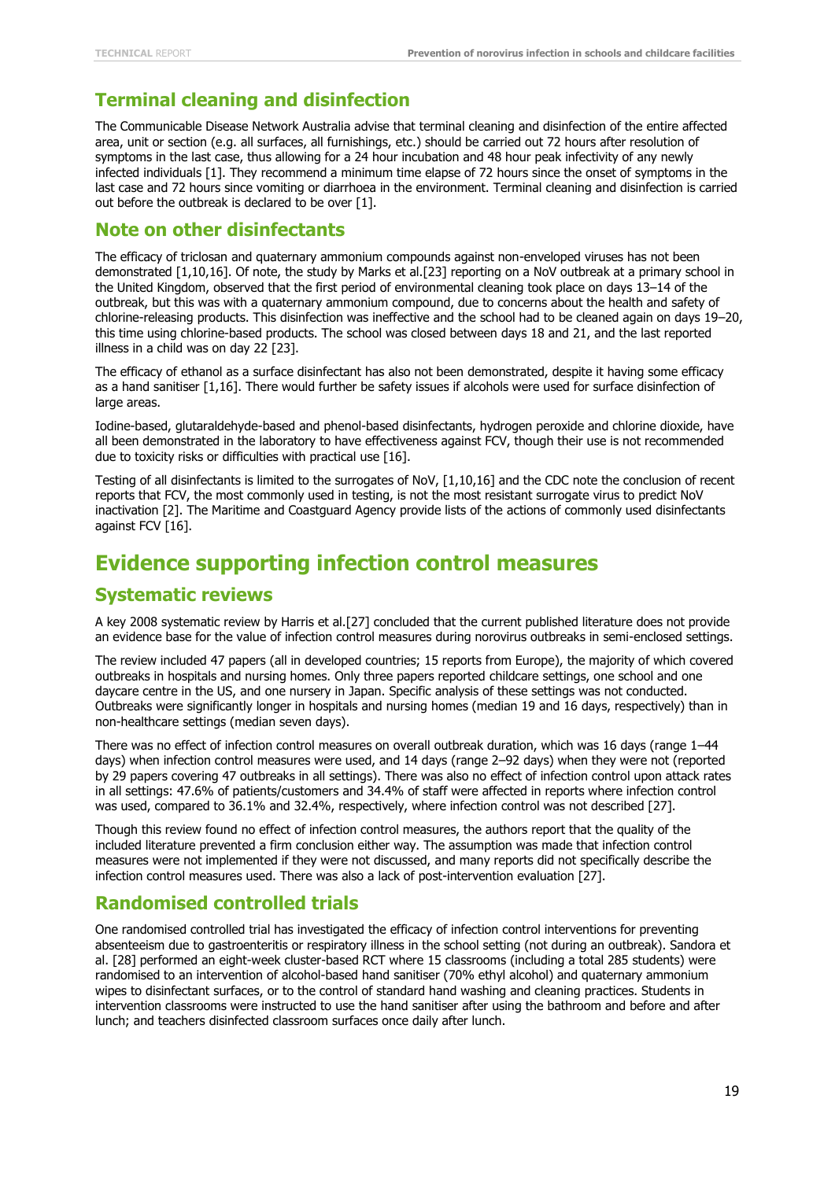## Terminal cleaning and disinfection

The Communicable Disease Network Australia advise that terminal cleaning and disinfection of the entire affected area, unit or section (e.g. all surfaces, all furnishings, etc.) should be carried out 72 hours after resolution of symptoms in the last case, thus allowing for a 24 hour incubation and 48 hour peak infectivity of any newly infected individuals [1]. They recommend a minimum time elapse of 72 hours since the onset of symptoms in the last case and 72 hours since vomiting or diarrhoea in the environment. Terminal cleaning and disinfection is carried out before the outbreak is declared to be over [1].

## Note on other disinfectants

The efficacy of triclosan and quaternary ammonium compounds against non-enveloped viruses has not been demonstrated [1,10,16]. Of note, the study by Marks et al.[23] reporting on a NoV outbreak at a primary school in the United Kingdom, observed that the first period of environmental cleaning took place on days 13–14 of the outbreak, but this was with a quaternary ammonium compound, due to concerns about the health and safety of chlorine-releasing products. This disinfection was ineffective and the school had to be cleaned again on days 19–20, this time using chlorine-based products. The school was closed between days 18 and 21, and the last reported illness in a child was on day 22 [23].

The efficacy of ethanol as a surface disinfectant has also not been demonstrated, despite it having some efficacy as a hand sanitiser [1,16]. There would further be safety issues if alcohols were used for surface disinfection of large areas.

Iodine-based, glutaraldehyde-based and phenol-based disinfectants, hydrogen peroxide and chlorine dioxide, have all been demonstrated in the laboratory to have effectiveness against FCV, though their use is not recommended due to toxicity risks or difficulties with practical use [16].

Testing of all disinfectants is limited to the surrogates of NoV, [1,10,16] and the CDC note the conclusion of recent reports that FCV, the most commonly used in testing, is not the most resistant surrogate virus to predict NoV inactivation [2]. The Maritime and Coastguard Agency provide lists of the actions of commonly used disinfectants against FCV [16].

# Evidence supporting infection control measures

## Systematic reviews

A key 2008 systematic review by Harris et al.[27] concluded that the current published literature does not provide an evidence base for the value of infection control measures during norovirus outbreaks in semi-enclosed settings.

The review included 47 papers (all in developed countries; 15 reports from Europe), the majority of which covered outbreaks in hospitals and nursing homes. Only three papers reported childcare settings, one school and one daycare centre in the US, and one nursery in Japan. Specific analysis of these settings was not conducted. Outbreaks were significantly longer in hospitals and nursing homes (median 19 and 16 days, respectively) than in non-healthcare settings (median seven days).

There was no effect of infection control measures on overall outbreak duration, which was 16 days (range 1–44 days) when infection control measures were used, and 14 days (range 2–92 days) when they were not (reported by 29 papers covering 47 outbreaks in all settings). There was also no effect of infection control upon attack rates in all settings: 47.6% of patients/customers and 34.4% of staff were affected in reports where infection control was used, compared to 36.1% and 32.4%, respectively, where infection control was not described [27].

Though this review found no effect of infection control measures, the authors report that the quality of the included literature prevented a firm conclusion either way. The assumption was made that infection control measures were not implemented if they were not discussed, and many reports did not specifically describe the infection control measures used. There was also a lack of post-intervention evaluation [27].

## Randomised controlled trials

One randomised controlled trial has investigated the efficacy of infection control interventions for preventing absenteeism due to gastroenteritis or respiratory illness in the school setting (not during an outbreak). Sandora et al. [28] performed an eight-week cluster-based RCT where 15 classrooms (including a total 285 students) were randomised to an intervention of alcohol-based hand sanitiser (70% ethyl alcohol) and quaternary ammonium wipes to disinfectant surfaces, or to the control of standard hand washing and cleaning practices. Students in intervention classrooms were instructed to use the hand sanitiser after using the bathroom and before and after lunch; and teachers disinfected classroom surfaces once daily after lunch.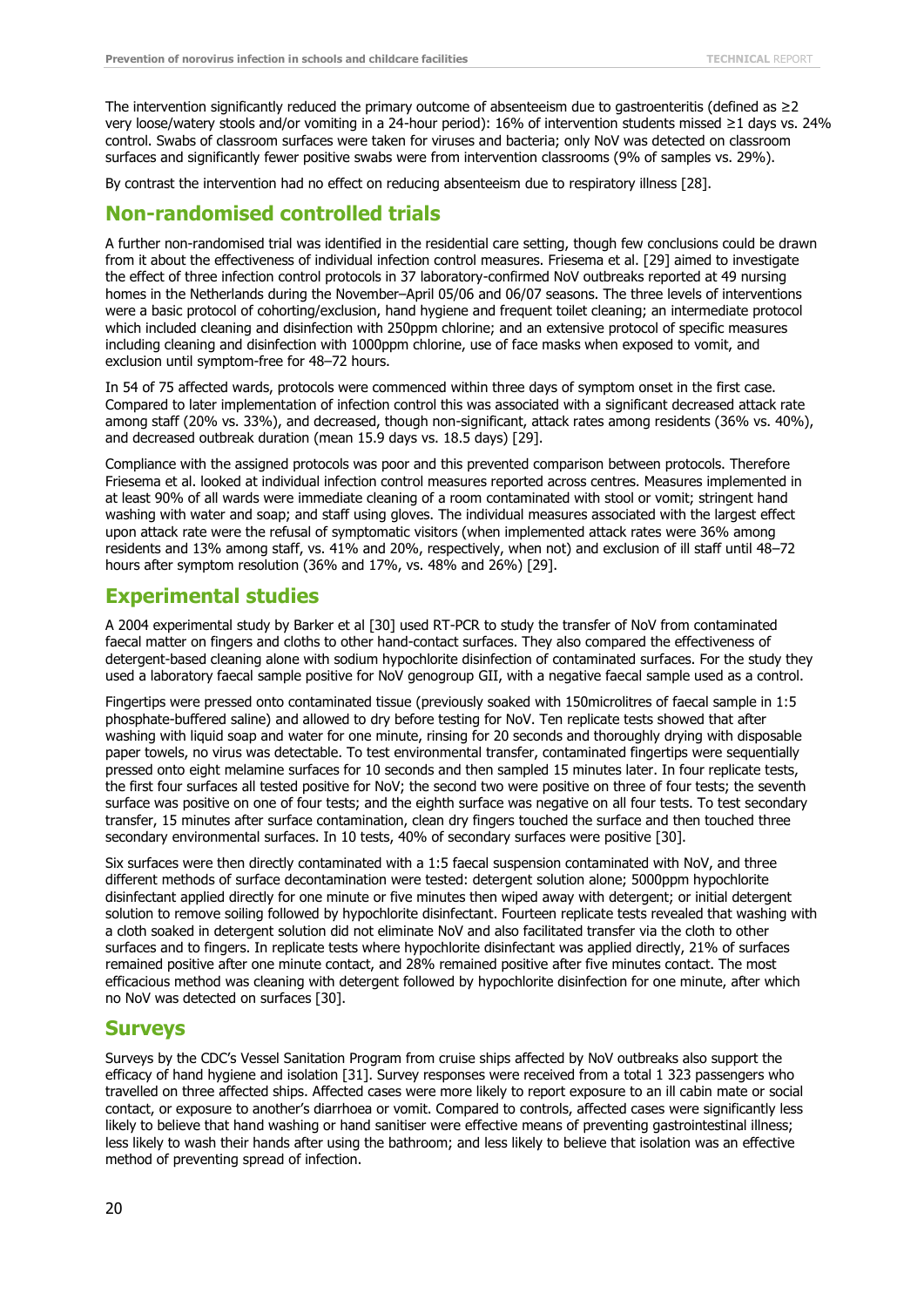The intervention significantly reduced the primary outcome of absenteeism due to gastroenteritis (defined as ≥2 very loose/watery stools and/or vomiting in a 24-hour period): 16% of intervention students missed ≥1 days vs. 24% control. Swabs of classroom surfaces were taken for viruses and bacteria; only NoV was detected on classroom surfaces and significantly fewer positive swabs were from intervention classrooms (9% of samples vs. 29%).

By contrast the intervention had no effect on reducing absenteeism due to respiratory illness [28].

## Non-randomised controlled trials

A further non-randomised trial was identified in the residential care setting, though few conclusions could be drawn from it about the effectiveness of individual infection control measures. Friesema et al. [29] aimed to investigate the effect of three infection control protocols in 37 laboratory-confirmed NoV outbreaks reported at 49 nursing homes in the Netherlands during the November–April 05/06 and 06/07 seasons. The three levels of interventions were a basic protocol of cohorting/exclusion, hand hygiene and frequent toilet cleaning; an intermediate protocol which included cleaning and disinfection with 250ppm chlorine; and an extensive protocol of specific measures including cleaning and disinfection with 1000ppm chlorine, use of face masks when exposed to vomit, and exclusion until symptom-free for 48–72 hours.

In 54 of 75 affected wards, protocols were commenced within three days of symptom onset in the first case. Compared to later implementation of infection control this was associated with a significant decreased attack rate among staff (20% vs. 33%), and decreased, though non-significant, attack rates among residents (36% vs. 40%), and decreased outbreak duration (mean 15.9 days vs. 18.5 days) [29].

Compliance with the assigned protocols was poor and this prevented comparison between protocols. Therefore Friesema et al. looked at individual infection control measures reported across centres. Measures implemented in at least 90% of all wards were immediate cleaning of a room contaminated with stool or vomit; stringent hand washing with water and soap; and staff using gloves. The individual measures associated with the largest effect upon attack rate were the refusal of symptomatic visitors (when implemented attack rates were 36% among residents and 13% among staff, vs. 41% and 20%, respectively, when not) and exclusion of ill staff until 48–72 hours after symptom resolution (36% and 17%, vs. 48% and 26%) [29].

## Experimental studies

A 2004 experimental study by Barker et al [30] used RT-PCR to study the transfer of NoV from contaminated faecal matter on fingers and cloths to other hand-contact surfaces. They also compared the effectiveness of detergent-based cleaning alone with sodium hypochlorite disinfection of contaminated surfaces. For the study they used a laboratory faecal sample positive for NoV genogroup GII, with a negative faecal sample used as a control.

Fingertips were pressed onto contaminated tissue (previously soaked with 150microlitres of faecal sample in 1:5 phosphate-buffered saline) and allowed to dry before testing for NoV. Ten replicate tests showed that after washing with liquid soap and water for one minute, rinsing for 20 seconds and thoroughly drying with disposable paper towels, no virus was detectable. To test environmental transfer, contaminated fingertips were sequentially pressed onto eight melamine surfaces for 10 seconds and then sampled 15 minutes later. In four replicate tests, the first four surfaces all tested positive for NoV; the second two were positive on three of four tests; the seventh surface was positive on one of four tests; and the eighth surface was negative on all four tests. To test secondary transfer, 15 minutes after surface contamination, clean dry fingers touched the surface and then touched three secondary environmental surfaces. In 10 tests, 40% of secondary surfaces were positive [30].

Six surfaces were then directly contaminated with a 1:5 faecal suspension contaminated with NoV, and three different methods of surface decontamination were tested: detergent solution alone; 5000ppm hypochlorite disinfectant applied directly for one minute or five minutes then wiped away with detergent; or initial detergent solution to remove soiling followed by hypochlorite disinfectant. Fourteen replicate tests revealed that washing with a cloth soaked in detergent solution did not eliminate NoV and also facilitated transfer via the cloth to other surfaces and to fingers. In replicate tests where hypochlorite disinfectant was applied directly, 21% of surfaces remained positive after one minute contact, and 28% remained positive after five minutes contact. The most efficacious method was cleaning with detergent followed by hypochlorite disinfection for one minute, after which no NoV was detected on surfaces [30].

## Surveys

Surveys by the CDC's Vessel Sanitation Program from cruise ships affected by NoV outbreaks also support the efficacy of hand hygiene and isolation [31]. Survey responses were received from a total 1 323 passengers who travelled on three affected ships. Affected cases were more likely to report exposure to an ill cabin mate or social contact, or exposure to another's diarrhoea or vomit. Compared to controls, affected cases were significantly less likely to believe that hand washing or hand sanitiser were effective means of preventing gastrointestinal illness; less likely to wash their hands after using the bathroom; and less likely to believe that isolation was an effective method of preventing spread of infection.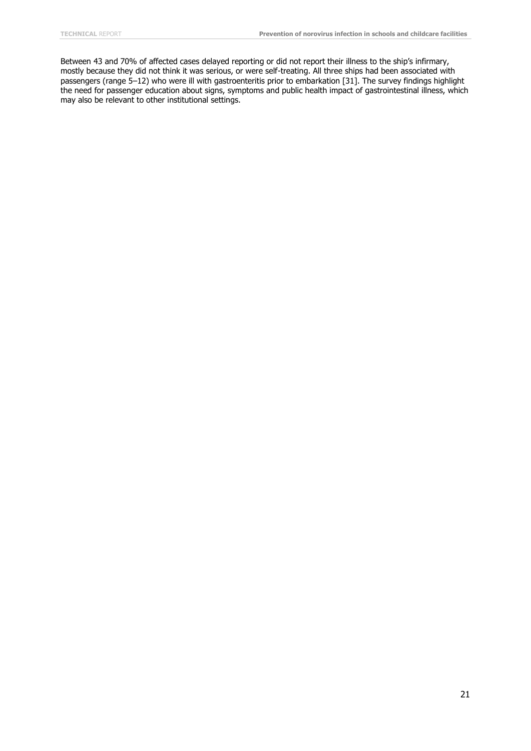Between 43 and 70% of affected cases delayed reporting or did not report their illness to the ship's infirmary, mostly because they did not think it was serious, or were self-treating. All three ships had been associated with passengers (range 5–12) who were ill with gastroenteritis prior to embarkation [31]. The survey findings highlight the need for passenger education about signs, symptoms and public health impact of gastrointestinal illness, which may also be relevant to other institutional settings.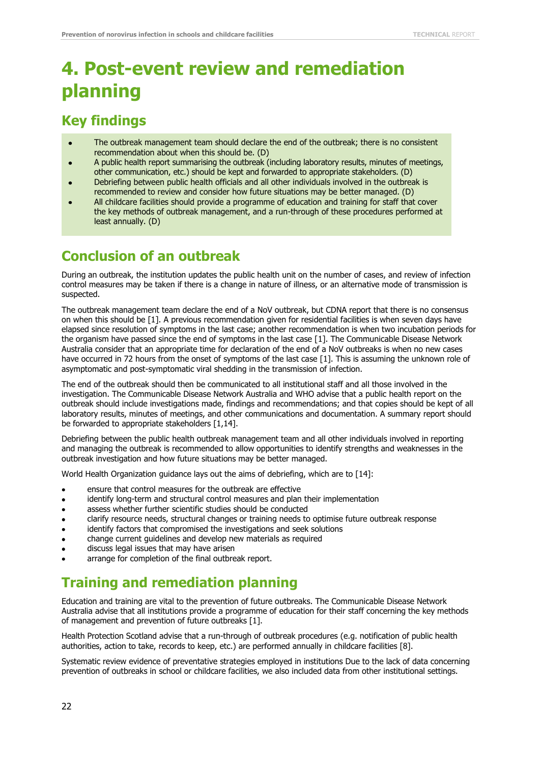# 4. Post-event review and remediation planning

## Key findings

- The outbreak management team should declare the end of the outbreak; there is no consistent recommendation about when this should be. (D)
- A public health report summarising the outbreak (including laboratory results, minutes of meetings, other communication, etc.) should be kept and forwarded to appropriate stakeholders. (D)
- Debriefing between public health officials and all other individuals involved in the outbreak is recommended to review and consider how future situations may be better managed. (D)
- All childcare facilities should provide a programme of education and training for staff that cover the key methods of outbreak management, and a run-through of these procedures performed at least annually. (D)

## Conclusion of an outbreak

During an outbreak, the institution updates the public health unit on the number of cases, and review of infection control measures may be taken if there is a change in nature of illness, or an alternative mode of transmission is suspected.

The outbreak management team declare the end of a NoV outbreak, but CDNA report that there is no consensus on when this should be [1]. A previous recommendation given for residential facilities is when seven days have elapsed since resolution of symptoms in the last case; another recommendation is when two incubation periods for the organism have passed since the end of symptoms in the last case [1]. The Communicable Disease Network Australia consider that an appropriate time for declaration of the end of a NoV outbreaks is when no new cases have occurred in 72 hours from the onset of symptoms of the last case [1]. This is assuming the unknown role of asymptomatic and post-symptomatic viral shedding in the transmission of infection.

The end of the outbreak should then be communicated to all institutional staff and all those involved in the investigation. The Communicable Disease Network Australia and WHO advise that a public health report on the outbreak should include investigations made, findings and recommendations; and that copies should be kept of all laboratory results, minutes of meetings, and other communications and documentation. A summary report should be forwarded to appropriate stakeholders [1,14].

Debriefing between the public health outbreak management team and all other individuals involved in reporting and managing the outbreak is recommended to allow opportunities to identify strengths and weaknesses in the outbreak investigation and how future situations may be better managed.

World Health Organization guidance lays out the aims of debriefing, which are to [14]:

- ensure that control measures for the outbreak are effective
- identify long-term and structural control measures and plan their implementation
- assess whether further scientific studies should be conducted
- clarify resource needs, structural changes or training needs to optimise future outbreak response
- identify factors that compromised the investigations and seek solutions
- change current guidelines and develop new materials as required
- discuss legal issues that may have arisen
- arrange for completion of the final outbreak report.

## Training and remediation planning

Education and training are vital to the prevention of future outbreaks. The Communicable Disease Network Australia advise that all institutions provide a programme of education for their staff concerning the key methods of management and prevention of future outbreaks [1].

Health Protection Scotland advise that a run-through of outbreak procedures (e.g. notification of public health authorities, action to take, records to keep, etc.) are performed annually in childcare facilities [8].

Systematic review evidence of preventative strategies employed in institutions Due to the lack of data concerning prevention of outbreaks in school or childcare facilities, we also included data from other institutional settings.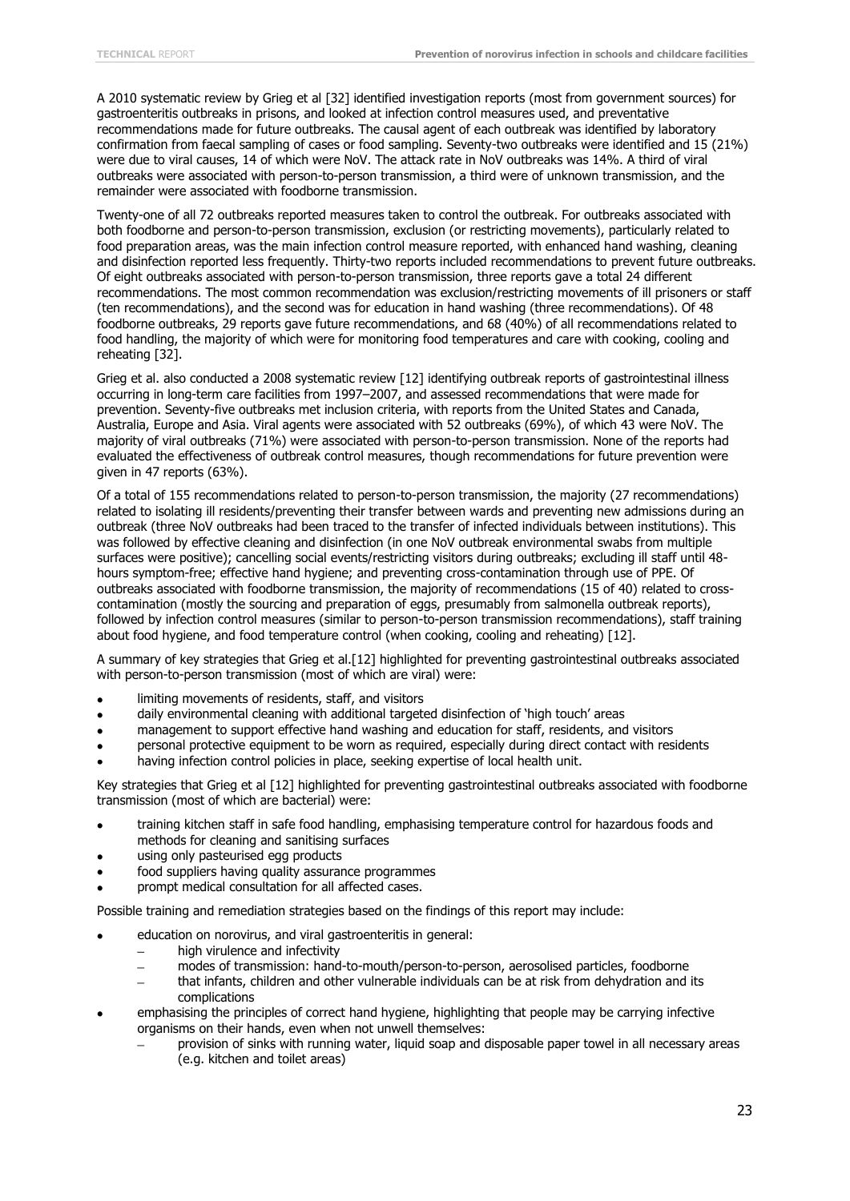A 2010 systematic review by Grieg et al [32] identified investigation reports (most from government sources) for gastroenteritis outbreaks in prisons, and looked at infection control measures used, and preventative recommendations made for future outbreaks. The causal agent of each outbreak was identified by laboratory confirmation from faecal sampling of cases or food sampling. Seventy-two outbreaks were identified and 15 (21%) were due to viral causes, 14 of which were NoV. The attack rate in NoV outbreaks was 14%. A third of viral outbreaks were associated with person-to-person transmission, a third were of unknown transmission, and the remainder were associated with foodborne transmission.

Twenty-one of all 72 outbreaks reported measures taken to control the outbreak. For outbreaks associated with both foodborne and person-to-person transmission, exclusion (or restricting movements), particularly related to food preparation areas, was the main infection control measure reported, with enhanced hand washing, cleaning and disinfection reported less frequently. Thirty-two reports included recommendations to prevent future outbreaks. Of eight outbreaks associated with person-to-person transmission, three reports gave a total 24 different recommendations. The most common recommendation was exclusion/restricting movements of ill prisoners or staff (ten recommendations), and the second was for education in hand washing (three recommendations). Of 48 foodborne outbreaks, 29 reports gave future recommendations, and 68 (40%) of all recommendations related to food handling, the majority of which were for monitoring food temperatures and care with cooking, cooling and reheating [32].

Grieg et al. also conducted a 2008 systematic review [12] identifying outbreak reports of gastrointestinal illness occurring in long-term care facilities from 1997–2007, and assessed recommendations that were made for prevention. Seventy-five outbreaks met inclusion criteria, with reports from the United States and Canada, Australia, Europe and Asia. Viral agents were associated with 52 outbreaks (69%), of which 43 were NoV. The majority of viral outbreaks (71%) were associated with person-to-person transmission. None of the reports had evaluated the effectiveness of outbreak control measures, though recommendations for future prevention were given in 47 reports (63%).

Of a total of 155 recommendations related to person-to-person transmission, the majority (27 recommendations) related to isolating ill residents/preventing their transfer between wards and preventing new admissions during an outbreak (three NoV outbreaks had been traced to the transfer of infected individuals between institutions). This was followed by effective cleaning and disinfection (in one NoV outbreak environmental swabs from multiple surfaces were positive); cancelling social events/restricting visitors during outbreaks; excluding ill staff until 48-hours symptom-free; effective hand hygiene; and preventing cross-contamination through use of PPE. Of outbreaks associated with foodborne transmission, the majority of recommendations (15 of 40) related to cross-contamination (mostly the sourcing and preparation of eggs, presumably from salmonella outbreak reports), followed by infection control measures (similar to person-to-person transmission recommendations), staff training about food hygiene, and food temperature control (when cooking, cooling and reheating) [12].

A summary of key strategies that Grieg et al.[12] highlighted for preventing gastrointestinal outbreaks associated with person-to-person transmission (most of which are viral) were:

- limiting movements of residents, staff, and visitors
- daily environmental cleaning with additional targeted disinfection of 'high touch' areas
- management to support effective hand washing and education for staff, residents, and visitors
- personal protective equipment to be worn as required, especially during direct contact with residents
- having infection control policies in place, seeking expertise of local health unit.

Key strategies that Grieg et al [12] highlighted for preventing gastrointestinal outbreaks associated with foodborne transmission (most of which are bacterial) were:

- training kitchen staff in safe food handling, emphasising temperature control for hazardous foods and methods for cleaning and sanitising surfaces
- using only pasteurised egg products
- food suppliers having quality assurance programmes
- prompt medical consultation for all affected cases.

Possible training and remediation strategies based on the findings of this report may include:

- education on norovirus, and viral gastroenteritis in general:
  - high virulence and infectivity
  - modes of transmission: hand-to-mouth/person-to-person, aerosolised particles, foodborne
  - that infants, children and other vulnerable individuals can be at risk from dehydration and its complications
- emphasising the principles of correct hand hygiene, highlighting that people may be carrying infective organisms on their hands, even when not unwell themselves:
  - provision of sinks with running water, liquid soap and disposable paper towel in all necessary areas (e.g. kitchen and toilet areas)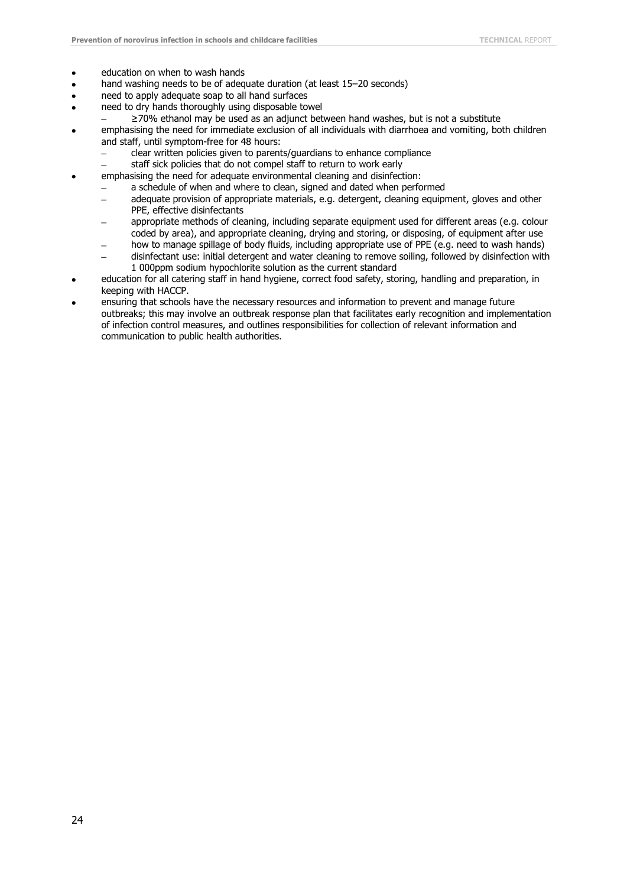- education on when to wash hands
- hand washing needs to be of adequate duration (at least 15–20 seconds)
- need to apply adequate soap to all hand surfaces
- need to dry hands thoroughly using disposable towel
  - ≥70% ethanol may be used as an adjunct between hand washes, but is not a substitute
- emphasising the need for immediate exclusion of all individuals with diarrhoea and vomiting, both children and staff, until symptom-free for 48 hours:
  - clear written policies given to parents/guardians to enhance compliance
  - staff sick policies that do not compel staff to return to work early
- emphasising the need for adequate environmental cleaning and disinfection:
  - a schedule of when and where to clean, signed and dated when performed
  - adequate provision of appropriate materials, e.g. detergent, cleaning equipment, gloves and other PPE, effective disinfectants
  - appropriate methods of cleaning, including separate equipment used for different areas (e.g. colour coded by area), and appropriate cleaning, drying and storing, or disposing, of equipment after use
  - how to manage spillage of body fluids, including appropriate use of PPE (e.g. need to wash hands)
  - disinfectant use: initial detergent and water cleaning to remove soiling, followed by disinfection with 1 000ppm sodium hypochlorite solution as the current standard
- education for all catering staff in hand hygiene, correct food safety, storing, handling and preparation, in keeping with HACCP.
- ensuring that schools have the necessary resources and information to prevent and manage future outbreaks; this may involve an outbreak response plan that facilitates early recognition and implementation of infection control measures, and outlines responsibilities for collection of relevant information and communication to public health authorities.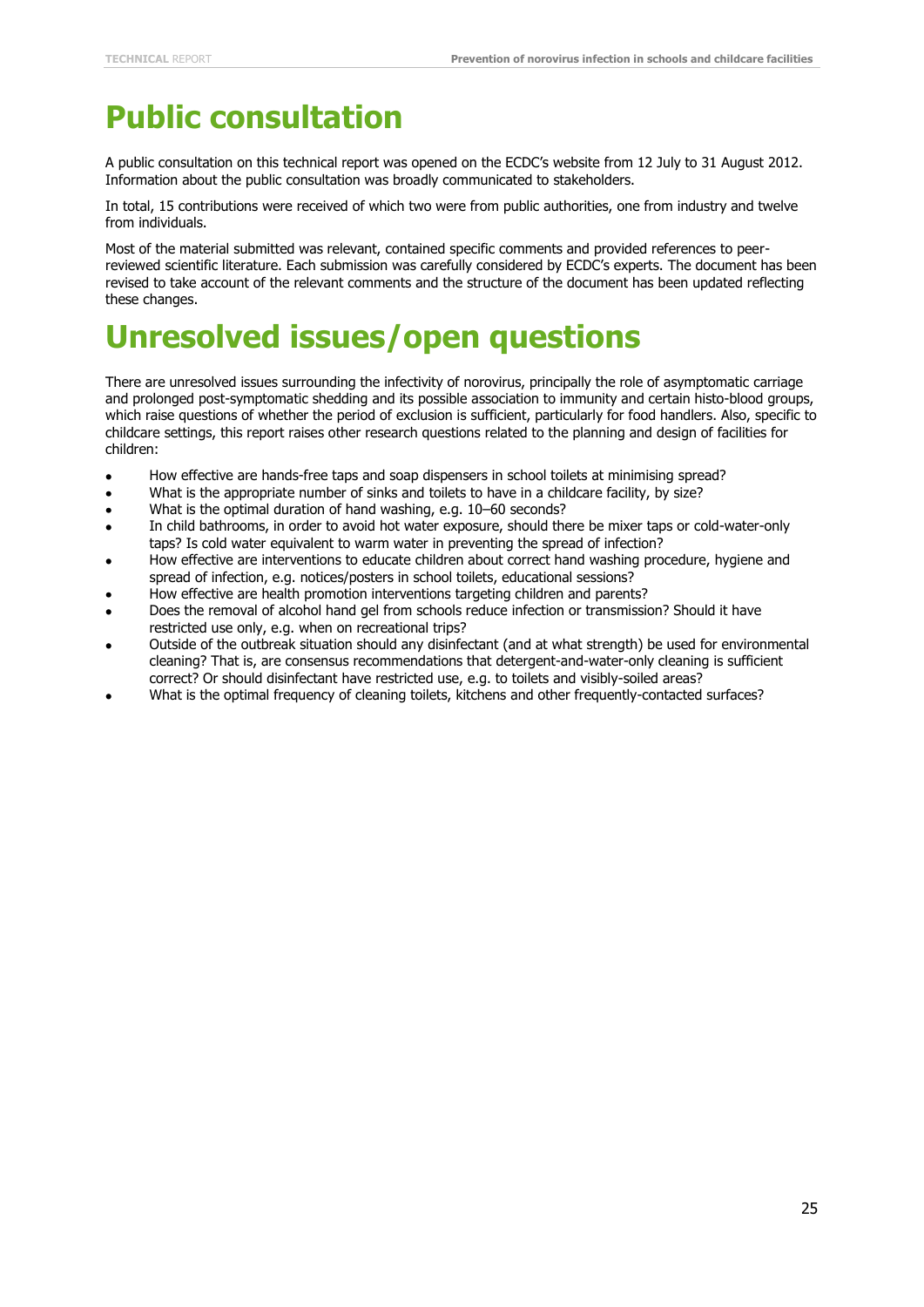# Public consultation

A public consultation on this technical report was opened on the ECDC's website from 12 July to 31 August 2012. Information about the public consultation was broadly communicated to stakeholders.

In total, 15 contributions were received of which two were from public authorities, one from industry and twelve from individuals.

Most of the material submitted was relevant, contained specific comments and provided references to peer-reviewed scientific literature. Each submission was carefully considered by ECDC's experts. The document has been revised to take account of the relevant comments and the structure of the document has been updated reflecting these changes.

# Unresolved issues/open questions

There are unresolved issues surrounding the infectivity of norovirus, principally the role of asymptomatic carriage and prolonged post-symptomatic shedding and its possible association to immunity and certain histo-blood groups, which raise questions of whether the period of exclusion is sufficient, particularly for food handlers. Also, specific to childcare settings, this report raises other research questions related to the planning and design of facilities for children:

- How effective are hands-free taps and soap dispensers in school toilets at minimising spread?
- What is the appropriate number of sinks and toilets to have in a childcare facility, by size?
- What is the optimal duration of hand washing, e.g. 10–60 seconds?
- In child bathrooms, in order to avoid hot water exposure, should there be mixer taps or cold-water-only taps? Is cold water equivalent to warm water in preventing the spread of infection?
- How effective are interventions to educate children about correct hand washing procedure, hygiene and spread of infection, e.g. notices/posters in school toilets, educational sessions?
- How effective are health promotion interventions targeting children and parents?
- Does the removal of alcohol hand gel from schools reduce infection or transmission? Should it have restricted use only, e.g. when on recreational trips?
- Outside of the outbreak situation should any disinfectant (and at what strength) be used for environmental cleaning? That is, are consensus recommendations that detergent-and-water-only cleaning is sufficient correct? Or should disinfectant have restricted use, e.g. to toilets and visibly-soiled areas?
- What is the optimal frequency of cleaning toilets, kitchens and other frequently-contacted surfaces?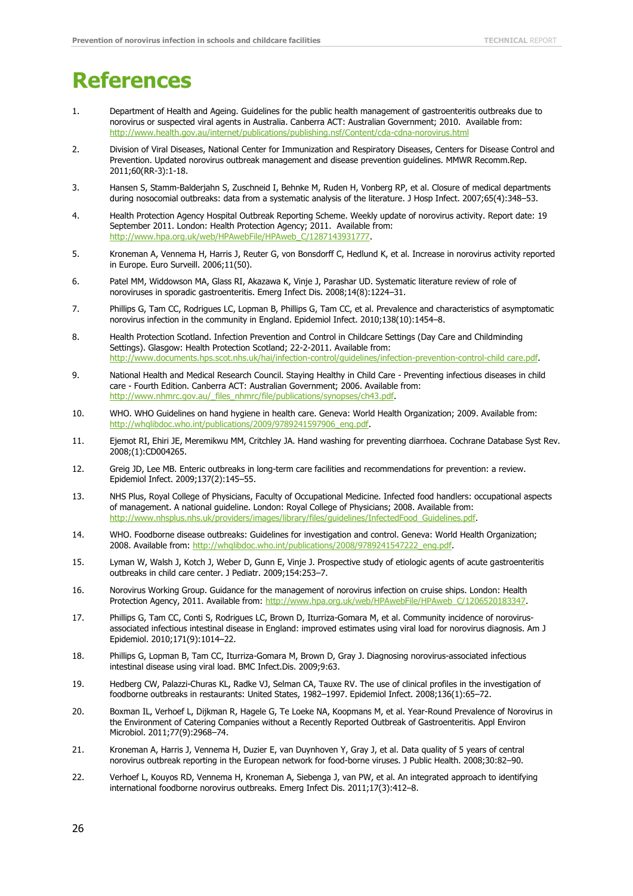# References

1. Department of Health and Ageing. Guidelines for the public health management of gastroenteritis outbreaks due to norovirus or suspected viral agents in Australia. Canberra ACT: Australian Government; 2010. Available from: http://www.health.gov.au/internet/publications/publishing.nsf/Content/cda-cdna-norovirus.html

2. Division of Viral Diseases, National Center for Immunization and Respiratory Diseases, Centers for Disease Control and Prevention. Updated norovirus outbreak management and disease prevention guidelines. MMWR Recomm.Rep. 2011;60(RR-3):1-18.

3. Hansen S, Stamm-Balderjahn S, Zuschneid I, Behnke M, Ruden H, Vonberg RP, et al. Closure of medical departments during nosocomial outbreaks: data from a systematic analysis of the literature. J Hosp Infect. 2007;65(4):348–53.

4. Health Protection Agency Hospital Outbreak Reporting Scheme. Weekly update of norovirus activity. Report date: 19 September 2011. London: Health Protection Agency; 2011. Available from: http://www.hpa.org.uk/web/HPAwebFile/HPAweb_C/1287143931777.

5. Kroneman A, Vennema H, Harris J, Reuter G, von Bonsdorff C, Hedlund K, et al. Increase in norovirus activity reported in Europe. Euro Surveill. 2006;11(50).

6. Patel MM, Widdowson MA, Glass RI, Akazawa K, Vinje J, Parashar UD. Systematic literature review of role of noroviruses in sporadic gastroenteritis. Emerg Infect Dis. 2008;14(8):1224–31.

7. Phillips G, Tam CC, Rodrigues LC, Lopman B, Phillips G, Tam CC, et al. Prevalence and characteristics of asymptomatic norovirus infection in the community in England. Epidemiol Infect. 2010;138(10):1454–8.

8. Health Protection Scotland. Infection Prevention and Control in Childcare Settings (Day Care and Childminding Settings). Glasgow: Health Protection Scotland; 22-2-2011. Available from: http://www.documents.hps.scot.nhs.uk/hai/infection-control/guidelines/infection-prevention-control-child care.pdf.

9. National Health and Medical Research Council. Staying Healthy in Child Care - Preventing infectious diseases in child care - Fourth Edition. Canberra ACT: Australian Government; 2006. Available from: http://www.nhmrc.gov.au/_files_nhmrc/file/publications/synopses/ch43.pdf.

10. WHO. WHO Guidelines on hand hygiene in health care. Geneva: World Health Organization; 2009. Available from: http://whqlibdoc.who.int/publications/2009/9789241597906_eng.pdf.

11. Ejemot RI, Ehiri JE, Meremikwu MM, Critchley JA. Hand washing for preventing diarrhoea. Cochrane Database Syst Rev. 2008;(1):CD004265.

12. Greig JD, Lee MB. Enteric outbreaks in long-term care facilities and recommendations for prevention: a review. Epidemiol Infect. 2009;137(2):145–55.

13. NHS Plus, Royal College of Physicians, Faculty of Occupational Medicine. Infected food handlers: occupational aspects of management. A national guideline. London: Royal College of Physicians; 2008. Available from: http://www.nhsplus.nhs.uk/providers/images/library/files/guidelines/InfectedFood_Guidelines.pdf.

14. WHO. Foodborne disease outbreaks: Guidelines for investigation and control. Geneva: World Health Organization; 2008. Available from: http://whqlibdoc.who.int/publications/2008/9789241547222_eng.pdf.

15. Lyman W, Walsh J, Kotch J, Weber D, Gunn E, Vinje J. Prospective study of etiologic agents of acute gastroenteritis outbreaks in child care center. J Pediatr. 2009;154:253–7.

16. Norovirus Working Group. Guidance for the management of norovirus infection on cruise ships. London: Health Protection Agency, 2011. Available from: http://www.hpa.org.uk/web/HPAwebFile/HPAweb_C/1206520183347.

17. Phillips G, Tam CC, Conti S, Rodrigues LC, Brown D, Iturriza-Gomara M, et al. Community incidence of norovirus-associated infectious intestinal disease in England: improved estimates using viral load for norovirus diagnosis. Am J Epidemiol. 2010;171(9):1014–22.

18. Phillips G, Lopman B, Tam CC, Iturriza-Gomara M, Brown D, Gray J. Diagnosing norovirus-associated infectious intestinal disease using viral load. BMC Infect.Dis. 2009;9:63.

19. Hedberg CW, Palazzi-Churas KL, Radke VJ, Selman CA, Tauxe RV. The use of clinical profiles in the investigation of foodborne outbreaks in restaurants: United States, 1982–1997. Epidemiol Infect. 2008;136(1):65–72.

20. Boxman IL, Verhoef L, Dijkman R, Hagele G, Te Loeke NA, Koopmans M, et al. Year-Round Prevalence of Norovirus in the Environment of Catering Companies without a Recently Reported Outbreak of Gastroenteritis. Appl Environ Microbiol. 2011;77(9):2968–74.

21. Kroneman A, Harris J, Vennema H, Duzier E, van Duynhoven Y, Gray J, et al. Data quality of 5 years of central norovirus outbreak reporting in the European network for food-borne viruses. J Public Health. 2008;30:82–90.

22. Verhoef L, Kouyos RD, Vennema H, Kroneman A, Siebenga J, van PW, et al. An integrated approach to identifying international foodborne norovirus outbreaks. Emerg Infect Dis. 2011;17(3):412–8.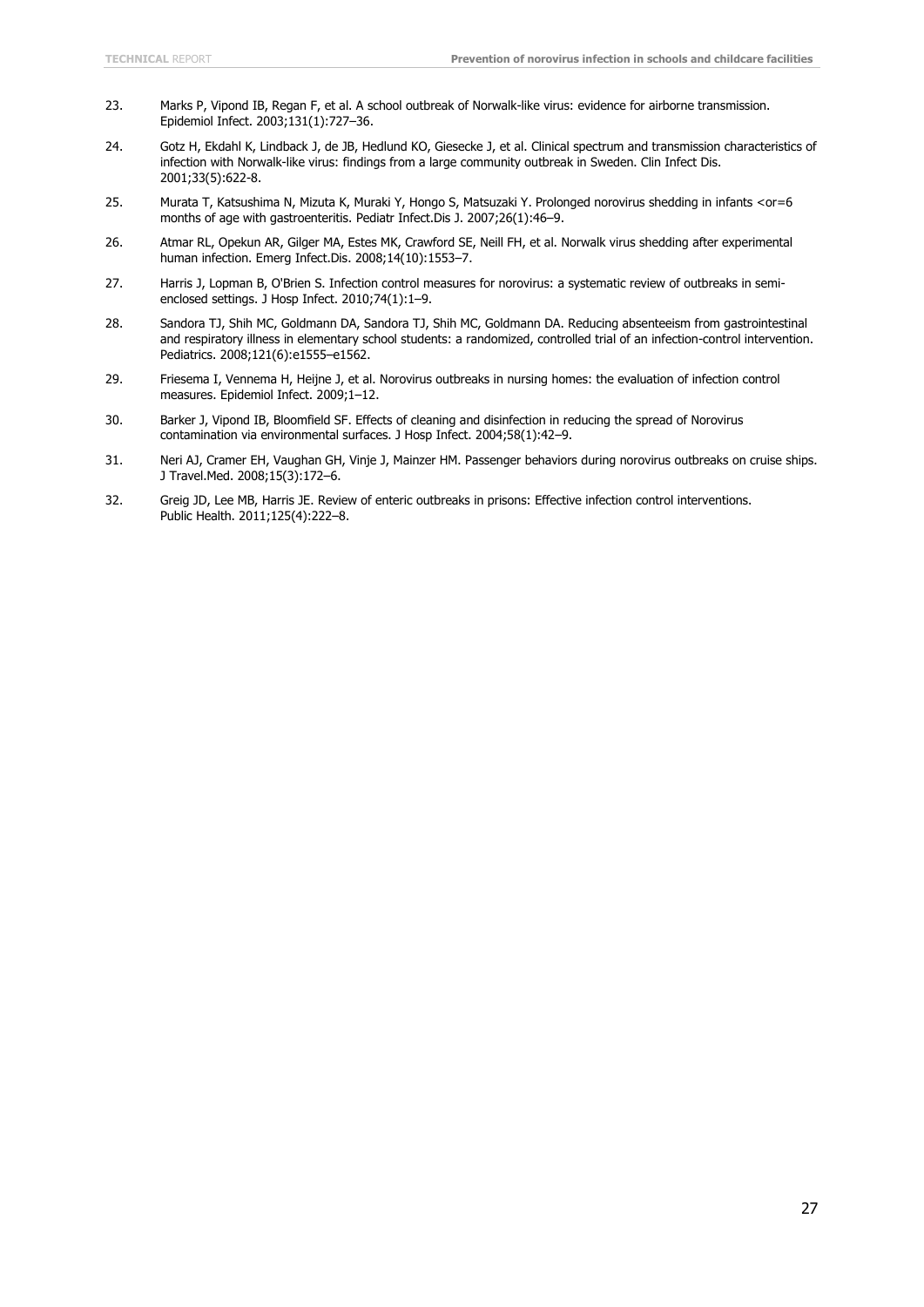23. Marks P, Vipond IB, Regan F, et al. A school outbreak of Norwalk-like virus: evidence for airborne transmission. Epidemiol Infect. 2003;131(1):727–36.

24. Gotz H, Ekdahl K, Lindback J, de JB, Hedlund KO, Giesecke J, et al. Clinical spectrum and transmission characteristics of infection with Norwalk-like virus: findings from a large community outbreak in Sweden. Clin Infect Dis. 2001;33(5):622-8.

25. Murata T, Katsushima N, Mizuta K, Muraki Y, Hongo S, Matsuzaki Y. Prolonged norovirus shedding in infants <or=6 months of age with gastroenteritis. Pediatr Infect.Dis J. 2007;26(1):46–9.

26. Atmar RL, Opekun AR, Gilger MA, Estes MK, Crawford SE, Neill FH, et al. Norwalk virus shedding after experimental human infection. Emerg Infect.Dis. 2008;14(10):1553–7.

27. Harris J, Lopman B, O'Brien S. Infection control measures for norovirus: a systematic review of outbreaks in semi-enclosed settings. J Hosp Infect. 2010;74(1):1–9.

28. Sandora TJ, Shih MC, Goldmann DA, Sandora TJ, Shih MC, Goldmann DA. Reducing absenteeism from gastrointestinal and respiratory illness in elementary school students: a randomized, controlled trial of an infection-control intervention. Pediatrics. 2008;121(6):e1555–e1562.

29. Friesema I, Vennema H, Heijne J, et al. Norovirus outbreaks in nursing homes: the evaluation of infection control measures. Epidemiol Infect. 2009;1–12.

30. Barker J, Vipond IB, Bloomfield SF. Effects of cleaning and disinfection in reducing the spread of Norovirus contamination via environmental surfaces. J Hosp Infect. 2004;58(1):42–9.

31. Neri AJ, Cramer EH, Vaughan GH, Vinje J, Mainzer HM. Passenger behaviors during norovirus outbreaks on cruise ships. J Travel.Med. 2008;15(3):172–6.

32. Greig JD, Lee MB, Harris JE. Review of enteric outbreaks in prisons: Effective infection control interventions. Public Health. 2011;125(4):222–8.